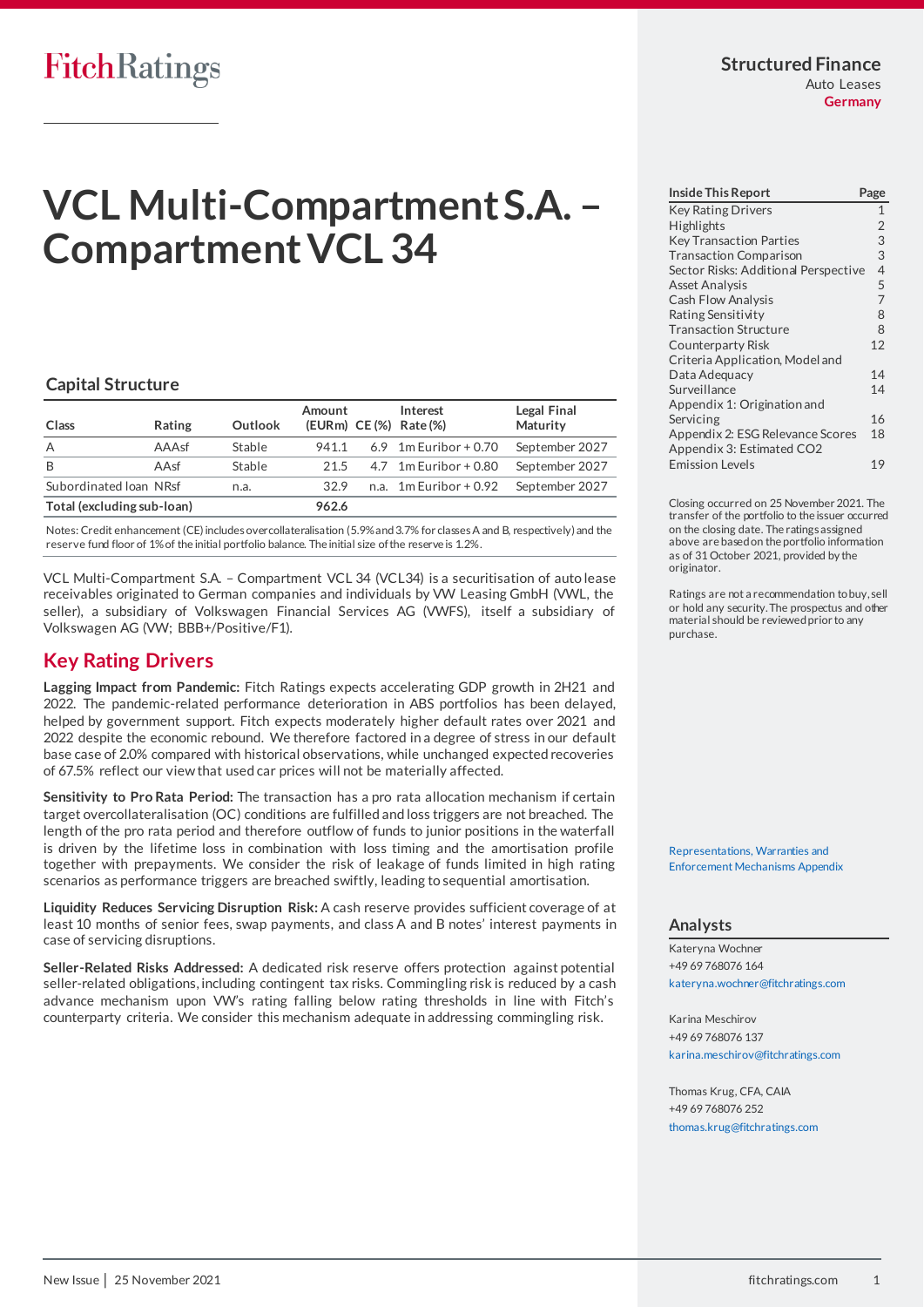Structured Finance
Auto Leases
Germany

# VCL Multi-Compartment S.A. – Compartment VCL 34

## Capital Structure

| Class | Rating | Outlook | Amount (EURm) | CE (%) | Interest Rate (%) | Legal Final Maturity |
|---|---|---|---|---|---|---|
| A | AAAsf | Stable | 941.1 | 6.9 | 1m Euribor + 0.70 | September 2027 |
| B | AAsf | Stable | 21.5 | 4.7 | 1m Euribor + 0.80 | September 2027 |
| Subordinated loan | NRsf | n.a. | 32.9 | n.a. | 1m Euribor + 0.92 | September 2027 |
| **Total (excluding sub-loan)** | | | **962.6** | | | |

Notes: Credit enhancement (CE) includes overcollateralisation (5.9% and 3.7% for classes A and B, respectively) and the reserve fund floor of 1% of the initial portfolio balance. The initial size of the reserve is 1.2%.

VCL Multi-Compartment S.A. – Compartment VCL 34 (VCL34) is a securitisation of auto lease receivables originated to German companies and individuals by VW Leasing GmbH (VWL, the seller), a subsidiary of Volkswagen Financial Services AG (VWFS), itself a subsidiary of Volkswagen AG (VW; BBB+/Positive/F1).

## Key Rating Drivers

**Lagging Impact from Pandemic:** Fitch Ratings expects accelerating GDP growth in 2H21 and 2022. The pandemic-related performance deterioration in ABS portfolios has been delayed, helped by government support. Fitch expects moderately higher default rates over 2021 and 2022 despite the economic rebound. We therefore factored in a degree of stress in our default base case of 2.0% compared with historical observations, while unchanged expected recoveries of 67.5% reflect our view that used car prices will not be materially affected.

**Sensitivity to Pro Rata Period:** The transaction has a pro rata allocation mechanism if certain target overcollateralisation (OC) conditions are fulfilled and loss triggers are not breached. The length of the pro rata period and therefore outflow of funds to junior positions in the waterfall is driven by the lifetime loss in combination with loss timing and the amortisation profile together with prepayments. We consider the risk of leakage of funds limited in high rating scenarios as performance triggers are breached swiftly, leading to sequential amortisation.

**Liquidity Reduces Servicing Disruption Risk:** A cash reserve provides sufficient coverage of at least 10 months of senior fees, swap payments, and class A and B notes' interest payments in case of servicing disruptions.

**Seller-Related Risks Addressed:** A dedicated risk reserve offers protection against potential seller-related obligations, including contingent tax risks. Commingling risk is reduced by a cash advance mechanism upon VW's rating falling below rating thresholds in line with Fitch's counterparty criteria. We consider this mechanism adequate in addressing commingling risk.

| Inside This Report | Page |
|---|---|
| Key Rating Drivers | 1 |
| Highlights | 2 |
| Key Transaction Parties | 3 |
| Transaction Comparison | 3 |
| Sector Risks: Additional Perspective | 4 |
| Asset Analysis | 5 |
| Cash Flow Analysis | 7 |
| Rating Sensitivity | 8 |
| Transaction Structure | 8 |
| Counterparty Risk | 12 |
| Criteria Application, Model and Data Adequacy | 14 |
| Surveillance | 14 |
| Appendix 1: Origination and Servicing | 16 |
| Appendix 2: ESG Relevance Scores | 18 |
| Appendix 3: Estimated CO2 Emission Levels | 19 |

Closing occurred on 25 November 2021. The transfer of the portfolio to the issuer occurred on the closing date. The ratings assigned above are based on the portfolio information as of 31 October 2021, provided by the originator.

Ratings are not a recommendation to buy, sell or hold any security. The prospectus and other material should be reviewed prior to any purchase.

Representations, Warranties and Enforcement Mechanisms Appendix

## Analysts

Kateryna Wochner
+49 69 768076 164
kateryna.wochner@fitchratings.com

Karina Meschirov
+49 69 768076 137
karina.meschirov@fitchratings.com

Thomas Krug, CFA, CAIA
+49 69 768076 252
thomas.krug@fitchratings.com

New Issue | 25 November 2021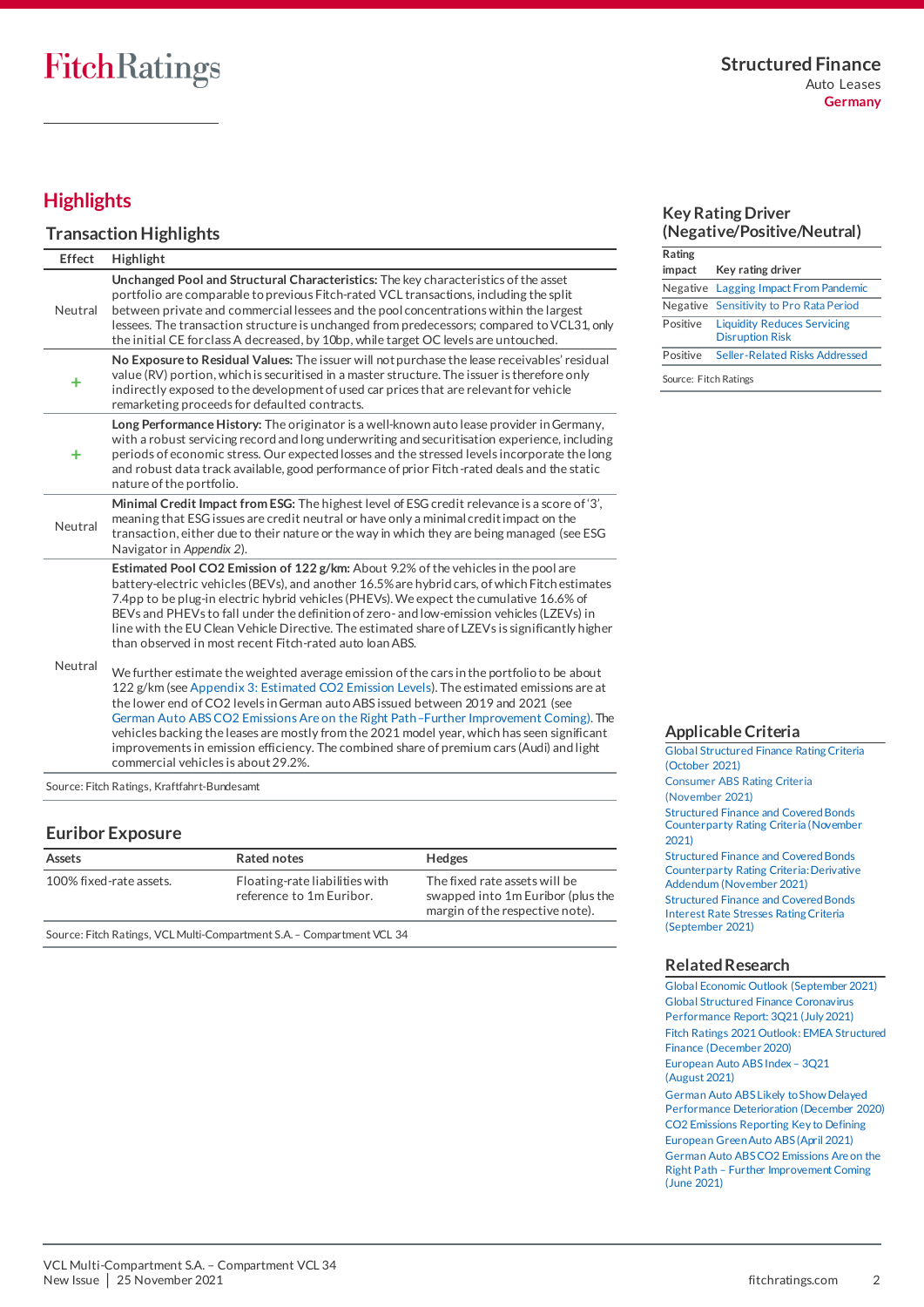# Highlights

## Transaction Highlights

| Effect | Highlight |
|---|---|
| Neutral | **Unchanged Pool and Structural Characteristics:** The key characteristics of the asset portfolio are comparable to previous Fitch-rated VCL transactions, including the split between private and commercial lessees and the pool concentrations within the largest lessees. The transaction structure is unchanged from predecessors; compared to VCL31, only the initial CE for class A decreased, by 10bp, while target OC levels are untouched. |
| + | **No Exposure to Residual Values:** The issuer will not purchase the lease receivables' residual value (RV) portion, which is securitised in a master structure. The issuer is therefore only indirectly exposed to the development of used car prices that are relevant for vehicle remarketing proceeds for defaulted contracts. |
| + | **Long Performance History:** The originator is a well-known auto lease provider in Germany, with a robust servicing record and long underwriting and securitisation experience, including periods of economic stress. Our expected losses and the stressed levels incorporate the long and robust data track available, good performance of prior Fitch-rated deals and the static nature of the portfolio. |
| Neutral | **Minimal Credit Impact from ESG:** The highest level of ESG credit relevance is a score of '3', meaning that ESG issues are credit neutral or have only a minimal credit impact on the transaction, either due to their nature or the way in which they are being managed (see ESG Navigator in *Appendix 2*). |
| Neutral | **Estimated Pool $CO_2$ Emission of 122 g/km:** About 9.2% of the vehicles in the pool are battery-electric vehicles (BEVs), and another 16.5% are hybrid cars, of which Fitch estimates 7.4pp to be plug-in electric hybrid vehicles (PHEVs). We expect the cumulative 16.6% of BEVs and PHEVs to fall under the definition of zero- and low-emission vehicles (LZEVs) in line with the EU Clean Vehicle Directive. The estimated share of LZEVs is significantly higher than observed in most recent Fitch-rated auto loan ABS.<br><br>We further estimate the weighted average emission of the cars in the portfolio to be about 122 g/km (see Appendix 3: Estimated $CO_2$ Emission Levels). The estimated emissions are at the lower end of $CO_2$ levels in German auto ABS issued between 2019 and 2021 (see German Auto ABS $CO_2$ Emissions Are on the Right Path –Further Improvement Coming). The vehicles backing the leases are mostly from the 2021 model year, which has seen significant improvements in emission efficiency. The combined share of premium cars (Audi) and light commercial vehicles is about 29.2%. |

Source: Fitch Ratings, Kraftfahrt-Bundesamt

## Euribor Exposure

| Assets | Rated notes | Hedges |
|---|---|---|
| 100% fixed-rate assets. | Floating-rate liabilities with reference to 1m Euribor. | The fixed rate assets will be swapped into 1m Euribor (plus the margin of the respective note). |

Source: Fitch Ratings, VCL Multi-Compartment S.A. – Compartment VCL 34

## Key Rating Driver (Negative/Positive/Neutral)

| Rating impact | Key rating driver |
|---|---|
| Negative | Lagging Impact From Pandemic |
| Negative | Sensitivity to Pro Rata Period |
| Positive | Liquidity Reduces Servicing Disruption Risk |
| Positive | Seller-Related Risks Addressed |

Source: Fitch Ratings

## Applicable Criteria

Global Structured Finance Rating Criteria (October 2021)
Consumer ABS Rating Criteria (November 2021)
Structured Finance and Covered Bonds Counterparty Rating Criteria (November 2021)
Structured Finance and Covered Bonds Counterparty Rating Criteria: Derivative Addendum (November 2021)
Structured Finance and Covered Bonds Interest Rate Stresses Rating Criteria (September 2021)

## Related Research

Global Economic Outlook (September 2021)
Global Structured Finance Coronavirus Performance Report: 3Q21 (July 2021)
Fitch Ratings 2021 Outlook: EMEA Structured Finance (December 2020)
European Auto ABS Index – 3Q21 (August 2021)
German Auto ABS Likely to Show Delayed Performance Deterioration (December 2020)
$CO_2$ Emissions Reporting Key to Defining European Green Auto ABS (April 2021)
German Auto ABS $CO_2$ Emissions Are on the Right Path – Further Improvement Coming (June 2021)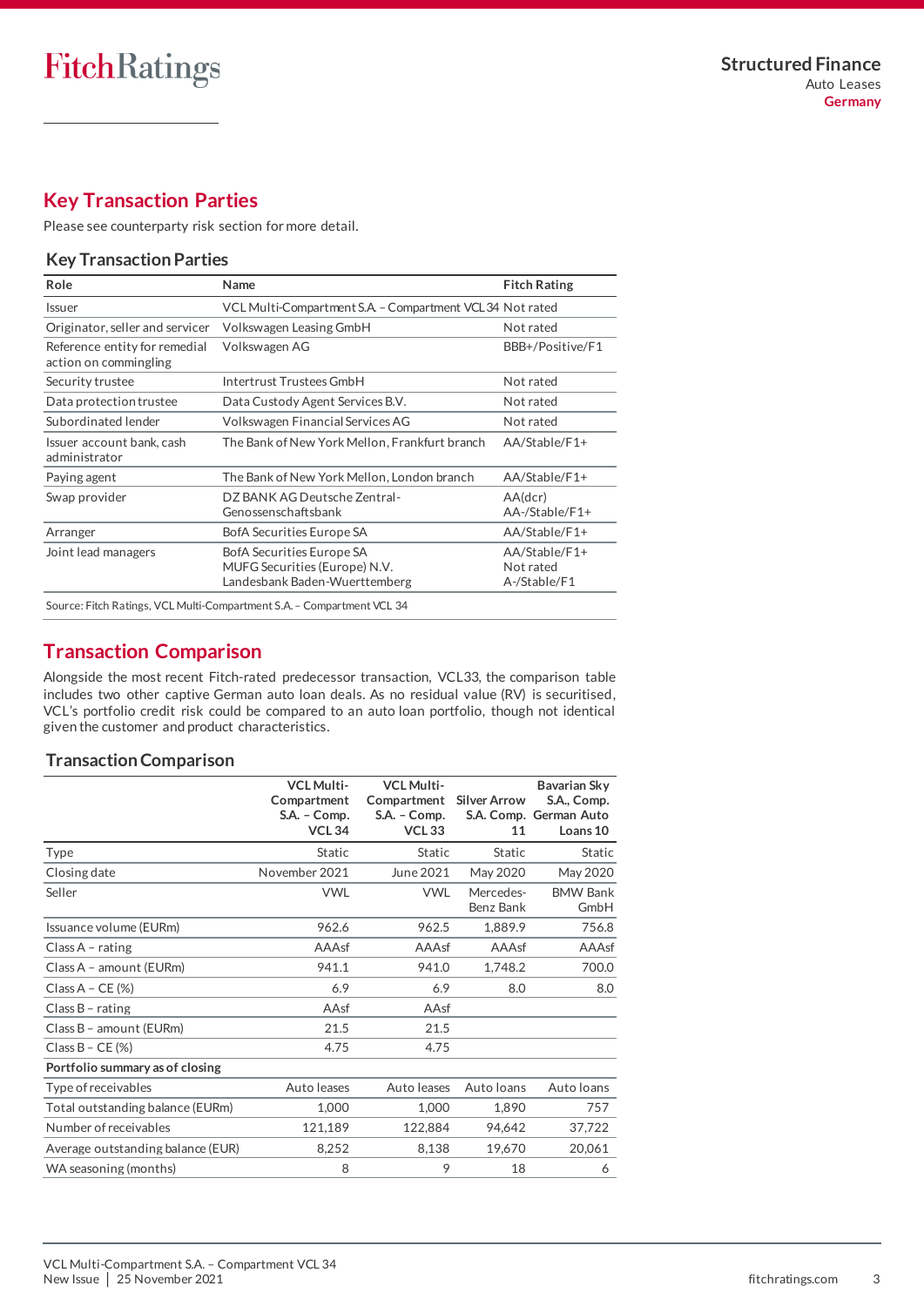## Key Transaction Parties

Please see counterparty risk section for more detail.

### Key Transaction Parties

| Role | Name | Fitch Rating |
|---|---|---|
| Issuer | VCL Multi-Compartment S.A. – Compartment VCL 34 | Not rated |
| Originator, seller and servicer | Volkswagen Leasing GmbH | Not rated |
| Reference entity for remedial action on commingling | Volkswagen AG | BBB+/Positive/F1 |
| Security trustee | Intertrust Trustees GmbH | Not rated |
| Data protection trustee | Data Custody Agent Services B.V. | Not rated |
| Subordinated lender | Volkswagen Financial Services AG | Not rated |
| Issuer account bank, cash administrator | The Bank of New York Mellon, Frankfurt branch | AA/Stable/F1+ |
| Paying agent | The Bank of New York Mellon, London branch | AA/Stable/F1+ |
| Swap provider | DZ BANK AG Deutsche Zentral-Genossenschaftsbank | AA(dcr)<br>AA-/Stable/F1+ |
| Arranger | BofA Securities Europe SA | AA/Stable/F1+ |
| Joint lead managers | BofA Securities Europe SA<br>MUFG Securities (Europe) N.V.<br>Landesbank Baden-Wuerttemberg | AA/Stable/F1+<br>Not rated<br>A-/Stable/F1 |

Source: Fitch Ratings, VCL Multi-Compartment S.A. – Compartment VCL 34

## Transaction Comparison

Alongside the most recent Fitch-rated predecessor transaction, VCL33, the comparison table includes two other captive German auto loan deals. As no residual value (RV) is securitised, VCL's portfolio credit risk could be compared to an auto loan portfolio, though not identical given the customer and product characteristics.

### Transaction Comparison

| | VCL Multi-Compartment S.A. – Comp. VCL 34 | VCL Multi-Compartment S.A. – Comp. VCL 33 | Silver Arrow S.A. Comp. 11 | Bavarian Sky S.A., Comp. German Auto Loans 10 |
|---|---|---|---|---|
| Type | Static | Static | Static | Static |
| Closing date | November 2021 | June 2021 | May 2020 | May 2020 |
| Seller | VWL | VWL | Mercedes-Benz Bank | BMW Bank GmbH |
| Issuance volume (EURm) | 962.6 | 962.5 | 1,889.9 | 756.8 |
| Class A – rating | AAAsf | AAAsf | AAAsf | AAAsf |
| Class A – amount (EURm) | 941.1 | 941.0 | 1,748.2 | 700.0 |
| Class A – CE (%) | 6.9 | 6.9 | 8.0 | 8.0 |
| Class B – rating | AAsf | AAsf | | |
| Class B – amount (EURm) | 21.5 | 21.5 | | |
| Class B – CE (%) | 4.75 | 4.75 | | |
| **Portfolio summary as of closing** | | | | |
| Type of receivables | Auto leases | Auto leases | Auto loans | Auto loans |
| Total outstanding balance (EURm) | 1,000 | 1,000 | 1,890 | 757 |
| Number of receivables | 121,189 | 122,884 | 94,642 | 37,722 |
| Average outstanding balance (EUR) | 8,252 | 8,138 | 19,670 | 20,061 |
| WA seasoning (months) | 8 | 9 | 18 | 6 |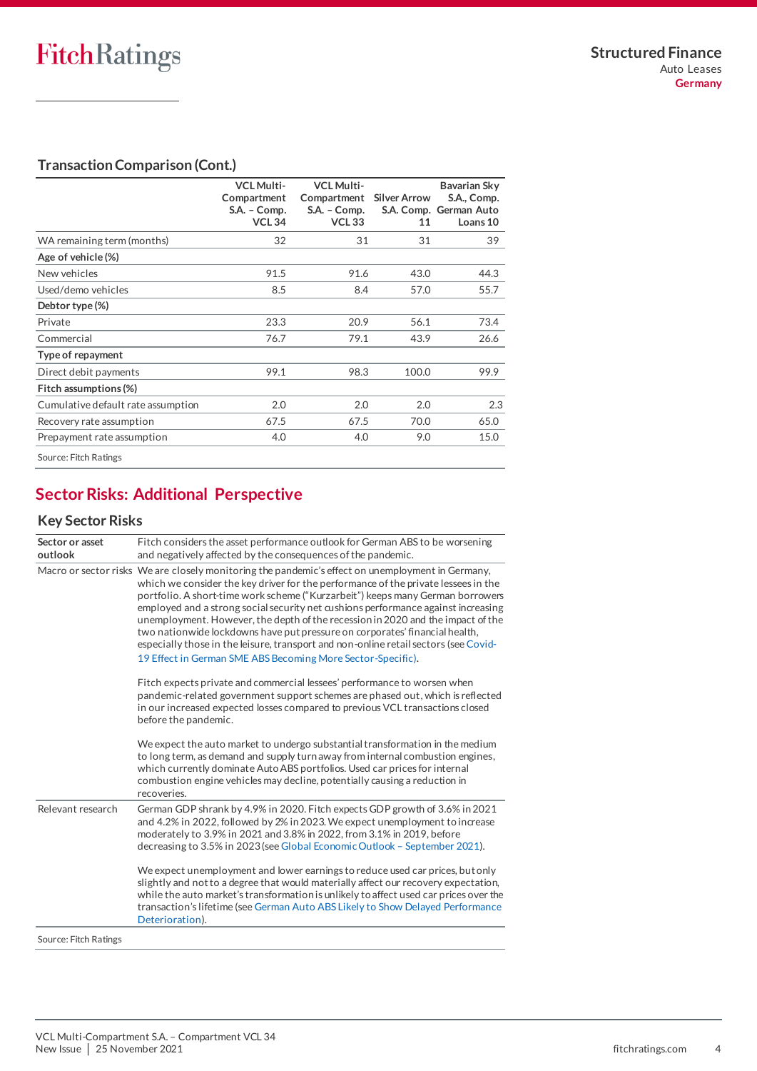## Transaction Comparison (Cont.)

| | VCL Multi-Compartment S.A. – Comp. VCL 34 | VCL Multi-Compartment S.A. – Comp. VCL 33 | Silver Arrow S.A. Comp. 11 | Bavarian Sky S.A., Comp. German Auto Loans 10 |
|---|---|---|---|---|
| WA remaining term (months) | 32 | 31 | 31 | 39 |
| **Age of vehicle (%)** | | | | |
| New vehicles | 91.5 | 91.6 | 43.0 | 44.3 |
| Used/demo vehicles | 8.5 | 8.4 | 57.0 | 55.7 |
| **Debtor type (%)** | | | | |
| Private | 23.3 | 20.9 | 56.1 | 73.4 |
| Commercial | 76.7 | 79.1 | 43.9 | 26.6 |
| **Type of repayment** | | | | |
| Direct debit payments | 99.1 | 98.3 | 100.0 | 99.9 |
| **Fitch assumptions (%)** | | | | |
| Cumulative default rate assumption | 2.0 | 2.0 | 2.0 | 2.3 |
| Recovery rate assumption | 67.5 | 67.5 | 70.0 | 65.0 |
| Prepayment rate assumption | 4.0 | 4.0 | 9.0 | 15.0 |

Source: Fitch Ratings

# Sector Risks: Additional Perspective

## Key Sector Risks

| | |
|---|---|
| **Sector or asset outlook** | Fitch considers the asset performance outlook for German ABS to be worsening and negatively affected by the consequences of the pandemic. |
| Macro or sector risks | We are closely monitoring the pandemic's effect on unemployment in Germany, which we consider the key driver for the performance of the private lessees in the portfolio. A short-time work scheme ("Kurzarbeit") keeps many German borrowers employed and a strong social security net cushions performance against increasing unemployment. However, the depth of the recession in 2020 and the impact of the two nationwide lockdowns have put pressure on corporates' financial health, especially those in the leisure, transport and non-online retail sectors (see Covid-19 Effect in German SME ABS Becoming More Sector-Specific).<br><br>Fitch expects private and commercial lessees' performance to worsen when pandemic-related government support schemes are phased out, which is reflected in our increased expected losses compared to previous VCL transactions closed before the pandemic.<br><br>We expect the auto market to undergo substantial transformation in the medium to long term, as demand and supply turn away from internal combustion engines, which currently dominate Auto ABS portfolios. Used car prices for internal combustion engine vehicles may decline, potentially causing a reduction in recoveries. |
| Relevant research | German GDP shrank by 4.9% in 2020. Fitch expects GDP growth of 3.6% in 2021 and 4.2% in 2022, followed by 2% in 2023. We expect unemployment to increase moderately to 3.9% in 2021 and 3.8% in 2022, from 3.1% in 2019, before decreasing to 3.5% in 2023 (see Global Economic Outlook – September 2021).<br><br>We expect unemployment and lower earnings to reduce used car prices, but only slightly and not to a degree that would materially affect our recovery expectation, while the auto market's transformation is unlikely to affect used car prices over the transaction's lifetime (see German Auto ABS Likely to Show Delayed Performance Deterioration). |

Source: Fitch Ratings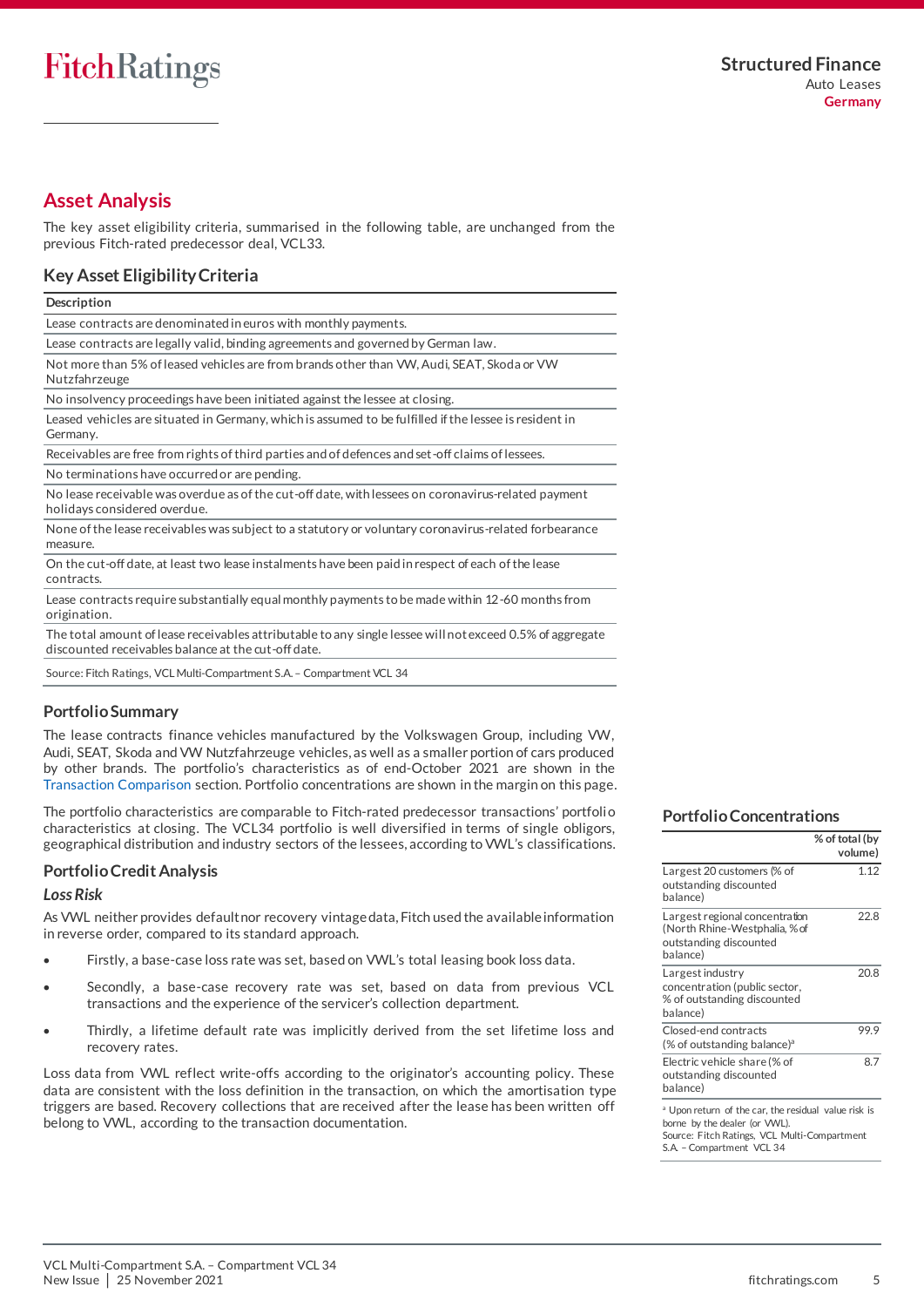## Asset Analysis

The key asset eligibility criteria, summarised in the following table, are unchanged from the previous Fitch-rated predecessor deal, VCL33.

### Key Asset Eligibility Criteria

| Description |
|---|
| Lease contracts are denominated in euros with monthly payments. |
| Lease contracts are legally valid, binding agreements and governed by German law. |
| Not more than 5% of leased vehicles are from brands other than VW, Audi, SEAT, Skoda or VW Nutzfahrzeuge |
| No insolvency proceedings have been initiated against the lessee at closing. |
| Leased vehicles are situated in Germany, which is assumed to be fulfilled if the lessee is resident in Germany. |
| Receivables are free from rights of third parties and of defences and set-off claims of lessees. |
| No terminations have occurred or are pending. |
| No lease receivable was overdue as of the cut-off date, with lessees on coronavirus-related payment holidays considered overdue. |
| None of the lease receivables was subject to a statutory or voluntary coronavirus-related forbearance measure. |
| On the cut-off date, at least two lease instalments have been paid in respect of each of the lease contracts. |
| Lease contracts require substantially equal monthly payments to be made within 12-60 months from origination. |
| The total amount of lease receivables attributable to any single lessee will not exceed 0.5% of aggregate discounted receivables balance at the cut-off date. |

Source: Fitch Ratings, VCL Multi-Compartment S.A. – Compartment VCL 34

### Portfolio Summary

The lease contracts finance vehicles manufactured by the Volkswagen Group, including VW, Audi, SEAT, Skoda and VW Nutzfahrzeuge vehicles, as well as a smaller portion of cars produced by other brands. The portfolio's characteristics as of end-October 2021 are shown in the Transaction Comparison section. Portfolio concentrations are shown in the margin on this page.

The portfolio characteristics are comparable to Fitch-rated predecessor transactions' portfolio characteristics at closing. The VCL34 portfolio is well diversified in terms of single obligors, geographical distribution and industry sectors of the lessees, according to VWL's classifications.

### Portfolio Credit Analysis

#### *Loss Risk*

As VWL neither provides default nor recovery vintage data, Fitch used the available information in reverse order, compared to its standard approach.

- Firstly, a base-case loss rate was set, based on VWL's total leasing book loss data.
- Secondly, a base-case recovery rate was set, based on data from previous VCL transactions and the experience of the servicer's collection department.
- Thirdly, a lifetime default rate was implicitly derived from the set lifetime loss and recovery rates.

Loss data from VWL reflect write-offs according to the originator's accounting policy. These data are consistent with the loss definition in the transaction, on which the amortisation type triggers are based. Recovery collections that are received after the lease has been written off belong to VWL, according to the transaction documentation.

### Portfolio Concentrations

| | % of total (by volume) |
|---|---|
| Largest 20 customers (% of outstanding discounted balance) | 1.12 |
| Largest regional concentration (North Rhine-Westphalia, % of outstanding discounted balance) | 22.8 |
| Largest industry concentration (public sector, % of outstanding discounted balance) | 20.8 |
| Closed-end contracts (% of outstanding balance)[a] | 99.9 |
| Electric vehicle share (% of outstanding discounted balance) | 8.7 |

[a] Upon return of the car, the residual value risk is borne by the dealer (or VWL).
Source: Fitch Ratings, VCL Multi-Compartment S.A. – Compartment VCL 34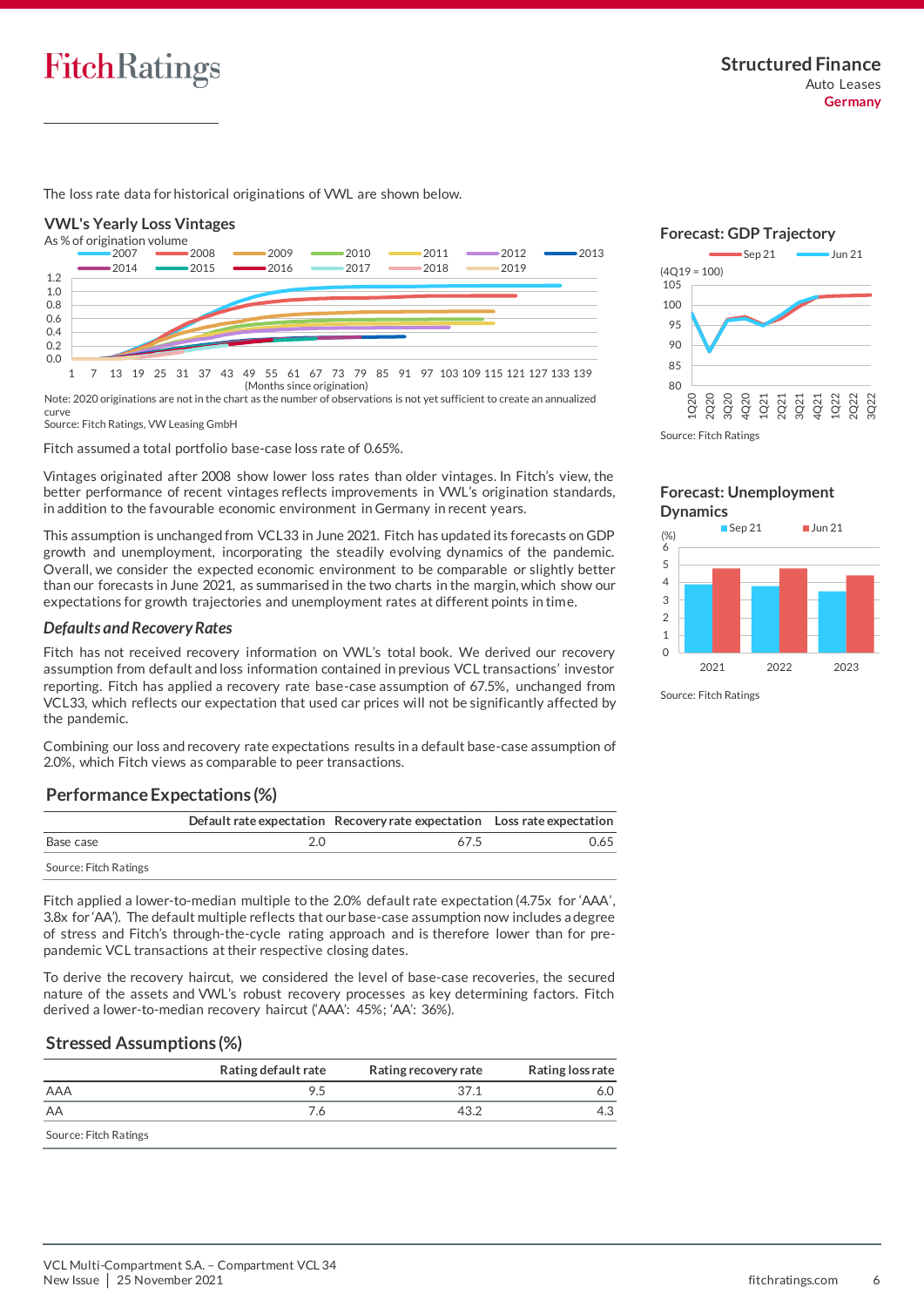The loss rate data for historical originations of VWL are shown below.

### VWL's Yearly Loss Vintages

As % of origination volume

Note: 2020 originations are not in the chart as the number of observations is not yet sufficient to create an annualized curve
Source: Fitch Ratings, VW Leasing GmbH

Fitch assumed a total portfolio base-case loss rate of 0.65%.

Vintages originated after 2008 show lower loss rates than older vintages. In Fitch's view, the better performance of recent vintages reflects improvements in VWL's origination standards, in addition to the favourable economic environment in Germany in recent years.

This assumption is unchanged from VCL33 in June 2021. Fitch has updated its forecasts on GDP growth and unemployment, incorporating the steadily evolving dynamics of the pandemic. Overall, we consider the expected economic environment to be comparable or slightly better than our forecasts in June 2021, as summarised in the two charts in the margin, which show our expectations for growth trajectories and unemployment rates at different points in time.

### Forecast: GDP Trajectory

Source: Fitch Ratings

### Forecast: Unemployment Dynamics

Source: Fitch Ratings

### *Defaults and Recovery Rates*

Fitch has not received recovery information on VWL's total book. We derived our recovery assumption from default and loss information contained in previous VCL transactions' investor reporting. Fitch has applied a recovery rate base-case assumption of 67.5%, unchanged from VCL33, which reflects our expectation that used car prices will not be significantly affected by the pandemic.

Combining our loss and recovery rate expectations results in a default base-case assumption of 2.0%, which Fitch views as comparable to peer transactions.

### Performance Expectations (%)

| | Default rate expectation | Recovery rate expectation | Loss rate expectation |
|---|---|---|---|
| Base case | 2.0 | 67.5 | 0.65 |

Source: Fitch Ratings

Fitch applied a lower-to-median multiple to the 2.0% default rate expectation (4.75x for 'AAA', 3.8x for 'AA'). The default multiple reflects that our base-case assumption now includes a degree of stress and Fitch's through-the-cycle rating approach and is therefore lower than for pre-pandemic VCL transactions at their respective closing dates.

To derive the recovery haircut, we considered the level of base-case recoveries, the secured nature of the assets and VWL's robust recovery processes as key determining factors. Fitch derived a lower-to-median recovery haircut ('AAA': 45%; 'AA': 36%).

### Stressed Assumptions (%)

| | Rating default rate | Rating recovery rate | Rating loss rate |
|---|---|---|---|
| AAA | 9.5 | 37.1 | 6.0 |
| AA | 7.6 | 43.2 | 4.3 |

Source: Fitch Ratings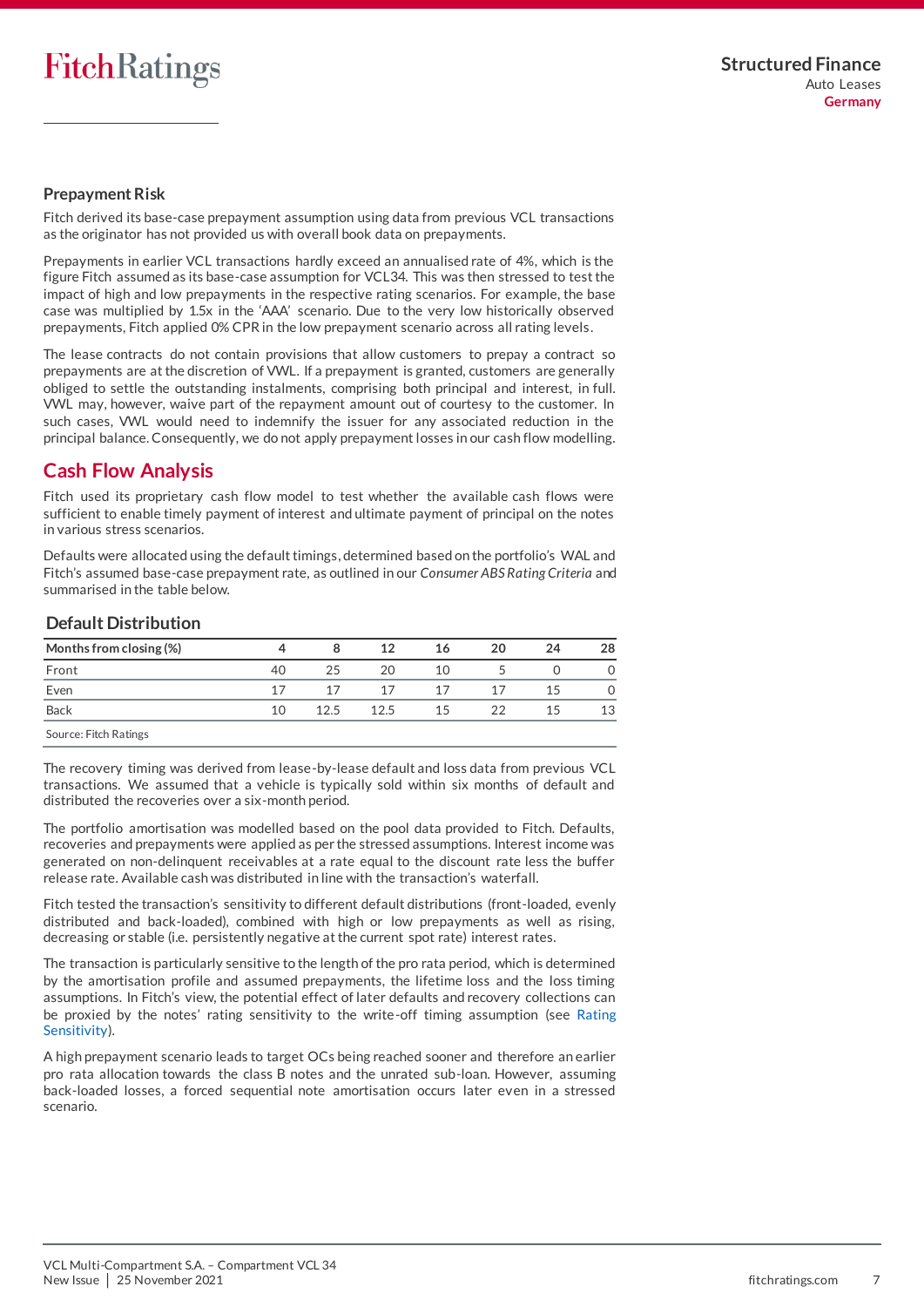### Prepayment Risk

Fitch derived its base-case prepayment assumption using data from previous VCL transactions as the originator has not provided us with overall book data on prepayments.

Prepayments in earlier VCL transactions hardly exceed an annualised rate of 4%, which is the figure Fitch assumed as its base-case assumption for VCL34. This was then stressed to test the impact of high and low prepayments in the respective rating scenarios. For example, the base case was multiplied by 1.5x in the 'AAA' scenario. Due to the very low historically observed prepayments, Fitch applied 0% CPR in the low prepayment scenario across all rating levels.

The lease contracts do not contain provisions that allow customers to prepay a contract so prepayments are at the discretion of VWL. If a prepayment is granted, customers are generally obliged to settle the outstanding instalments, comprising both principal and interest, in full. VWL may, however, waive part of the repayment amount out of courtesy to the customer. In such cases, VWL would need to indemnify the issuer for any associated reduction in the principal balance. Consequently, we do not apply prepayment losses in our cash flow modelling.

## Cash Flow Analysis

Fitch used its proprietary cash flow model to test whether the available cash flows were sufficient to enable timely payment of interest and ultimate payment of principal on the notes in various stress scenarios.

Defaults were allocated using the default timings, determined based on the portfolio's WAL and Fitch's assumed base-case prepayment rate, as outlined in our *Consumer ABS Rating Criteria* and summarised in the table below.

### Default Distribution

| Months from closing (%) | 4 | 8 | 12 | 16 | 20 | 24 | 28 |
|---|---|---|---|---|---|---|---|
| Front | 40 | 25 | 20 | 10 | 5 | 0 | 0 |
| Even | 17 | 17 | 17 | 17 | 17 | 15 | 0 |
| Back | 10 | 12.5 | 12.5 | 15 | 22 | 15 | 13 |

Source: Fitch Ratings

The recovery timing was derived from lease-by-lease default and loss data from previous VCL transactions. We assumed that a vehicle is typically sold within six months of default and distributed the recoveries over a six-month period.

The portfolio amortisation was modelled based on the pool data provided to Fitch. Defaults, recoveries and prepayments were applied as per the stressed assumptions. Interest income was generated on non-delinquent receivables at a rate equal to the discount rate less the buffer release rate. Available cash was distributed in line with the transaction's waterfall.

Fitch tested the transaction's sensitivity to different default distributions (front-loaded, evenly distributed and back-loaded), combined with high or low prepayments as well as rising, decreasing or stable (i.e. persistently negative at the current spot rate) interest rates.

The transaction is particularly sensitive to the length of the pro rata period, which is determined by the amortisation profile and assumed prepayments, the lifetime loss and the loss timing assumptions. In Fitch's view, the potential effect of later defaults and recovery collections can be proxied by the notes' rating sensitivity to the write-off timing assumption (see Rating Sensitivity).

A high prepayment scenario leads to target OCs being reached sooner and therefore an earlier pro rata allocation towards the class B notes and the unrated sub-loan. However, assuming back-loaded losses, a forced sequential note amortisation occurs later even in a stressed scenario.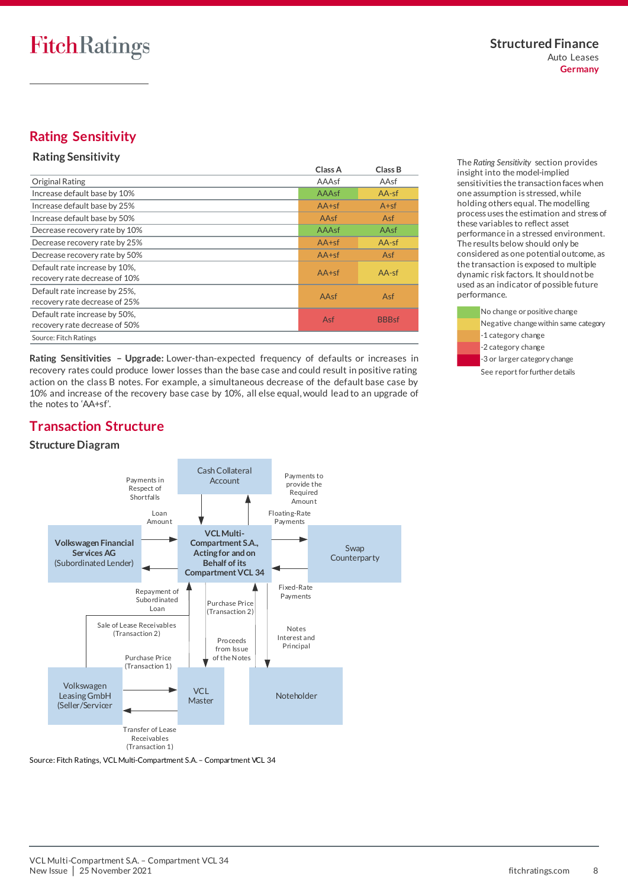## Rating Sensitivity

### Rating Sensitivity

| | Class A | Class B |
|---|---|---|
| Original Rating | AAAsf | AAsf |
| Increase default base by 10% | AAAsf | AA-sf |
| Increase default base by 25% | AA+sf | A+sf |
| Increase default base by 50% | AAsf | Asf |
| Decrease recovery rate by 10% | AAAsf | AAsf |
| Decrease recovery rate by 25% | AA+sf | AA-sf |
| Decrease recovery rate by 50% | AA+sf | Asf |
| Default rate increase by 10%, recovery rate decrease of 10% | AA+sf | AA-sf |
| Default rate increase by 25%, recovery rate decrease of 25% | AAsf | Asf |
| Default rate increase by 50%, recovery rate decrease of 50% | Asf | BBBsf |

Source: Fitch Ratings

The *Rating Sensitivity* section provides insight into the model-implied sensitivities the transaction faces when one assumption is stressed, while holding others equal. The modelling process uses the estimation and stress of these variables to reflect asset performance in a stressed environment. The results below should only be considered as one potential outcome, as the transaction is exposed to multiple dynamic risk factors. It should not be used as an indicator of possible future performance.

- No change or positive change
- Negative change within same category
- -1 category change
- -2 category change
- -3 or larger category change

See report for further details

**Rating Sensitivities – Upgrade:** Lower-than-expected frequency of defaults or increases in recovery rates could produce lower losses than the base case and could result in positive rating action on the class B notes. For example, a simultaneous decrease of the default base case by 10% and increase of the recovery base case by 10%, all else equal, would lead to an upgrade of the notes to 'AA+sf'.

## Transaction Structure

### Structure Diagram

Cash Collateral Account — Payments in Respect of Shortfalls; Payments to provide the Required Amount

Volkswagen Financial Services AG (Subordinated Lender) — Loan Amount; Repayment of Subordinated Loan

**VCL Multi-Compartment S.A., Acting for and on Behalf of its Compartment VCL 34**

Swap Counterparty — Floating-Rate Payments; Fixed-Rate Payments

Volkswagen Leasing GmbH (Seller/Servicer) — Sale of Lease Receivables (Transaction 2); Purchase Price (Transaction 1); Transfer of Lease Receivables (Transaction 1)

VCL Master — Purchase Price (Transaction 2)

Noteholder — Proceeds from Issue of the Notes; Notes Interest and Principal

Source: Fitch Ratings, VCL Multi-Compartment S.A. – Compartment VCL 34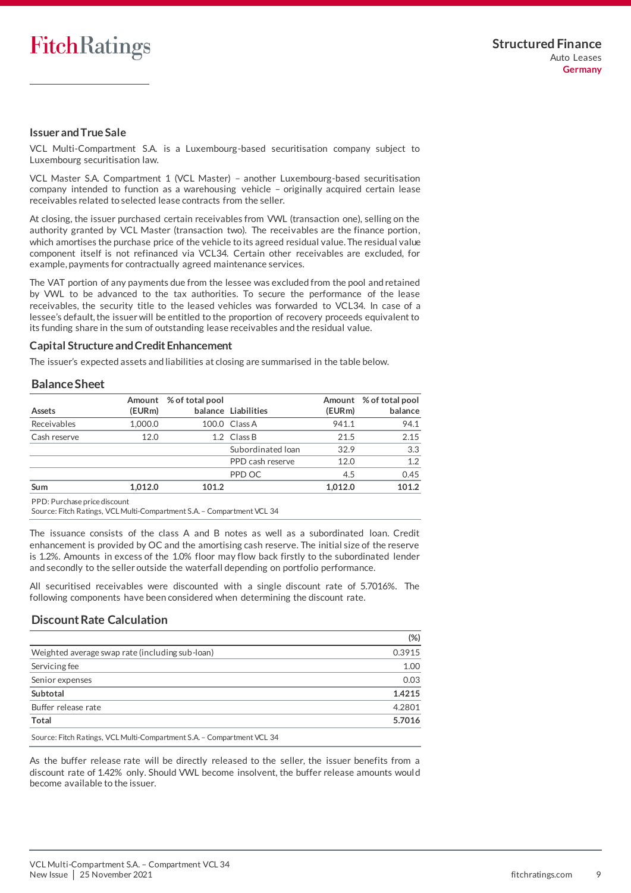## Issuer and True Sale

VCL Multi-Compartment S.A. is a Luxembourg-based securitisation company subject to Luxembourg securitisation law.

VCL Master S.A. Compartment 1 (VCL Master) – another Luxembourg-based securitisation company intended to function as a warehousing vehicle – originally acquired certain lease receivables related to selected lease contracts from the seller.

At closing, the issuer purchased certain receivables from VWL (transaction one), selling on the authority granted by VCL Master (transaction two). The receivables are the finance portion, which amortises the purchase price of the vehicle to its agreed residual value. The residual value component itself is not refinanced via VCL34. Certain other receivables are excluded, for example, payments for contractually agreed maintenance services.

The VAT portion of any payments due from the lessee was excluded from the pool and retained by VWL to be advanced to the tax authorities. To secure the performance of the lease receivables, the security title to the leased vehicles was forwarded to VCL34. In case of a lessee's default, the issuer will be entitled to the proportion of recovery proceeds equivalent to its funding share in the sum of outstanding lease receivables and the residual value.

## Capital Structure and Credit Enhancement

The issuer's expected assets and liabilities at closing are summarised in the table below.

### Balance Sheet

| Assets | Amount (EURm) | % of total pool balance | Liabilities | Amount (EURm) | % of total pool balance |
|---|---|---|---|---|---|
| Receivables | 1,000.0 | 100.0 | Class A | 941.1 | 94.1 |
| Cash reserve | 12.0 | 1.2 | Class B | 21.5 | 2.15 |
| | | | Subordinated loan | 32.9 | 3.3 |
| | | | PPD cash reserve | 12.0 | 1.2 |
| | | | PPD OC | 4.5 | 0.45 |
| **Sum** | **1,012.0** | **101.2** | | **1,012.0** | **101.2** |

PPD: Purchase price discount
Source: Fitch Ratings, VCL Multi-Compartment S.A. – Compartment VCL 34

The issuance consists of the class A and B notes as well as a subordinated loan. Credit enhancement is provided by OC and the amortising cash reserve. The initial size of the reserve is 1.2%. Amounts in excess of the 1.0% floor may flow back firstly to the subordinated lender and secondly to the seller outside the waterfall depending on portfolio performance.

All securitised receivables were discounted with a single discount rate of 5.7016%. The following components have been considered when determining the discount rate.

### Discount Rate Calculation

| | (%) |
|---|---|
| Weighted average swap rate (including sub-loan) | 0.3915 |
| Servicing fee | 1.00 |
| Senior expenses | 0.03 |
| **Subtotal** | **1.4215** |
| Buffer release rate | 4.2801 |
| **Total** | **5.7016** |

Source: Fitch Ratings, VCL Multi-Compartment S.A. – Compartment VCL 34

As the buffer release rate will be directly released to the seller, the issuer benefits from a discount rate of 1.42% only. Should VWL become insolvent, the buffer release amounts would become available to the issuer.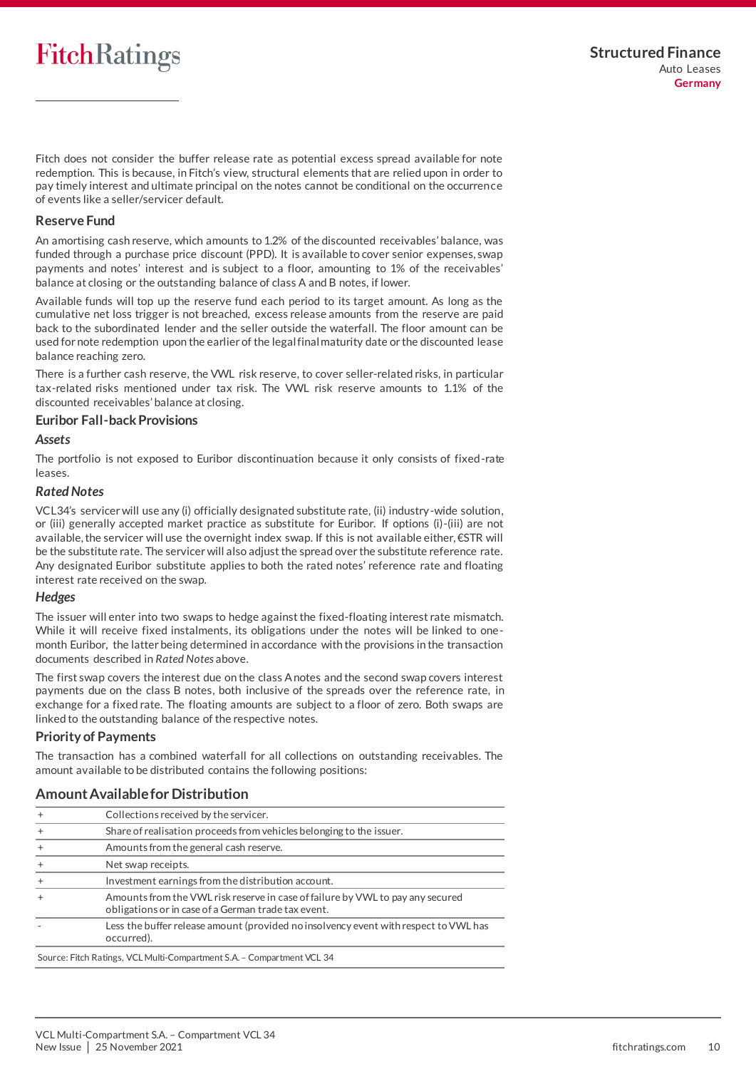Fitch does not consider the buffer release rate as potential excess spread available for note redemption. This is because, in Fitch's view, structural elements that are relied upon in order to pay timely interest and ultimate principal on the notes cannot be conditional on the occurrence of events like a seller/servicer default.

## Reserve Fund

An amortising cash reserve, which amounts to 1.2% of the discounted receivables' balance, was funded through a purchase price discount (PPD). It is available to cover senior expenses, swap payments and notes' interest and is subject to a floor, amounting to 1% of the receivables' balance at closing or the outstanding balance of class A and B notes, if lower.

Available funds will top up the reserve fund each period to its target amount. As long as the cumulative net loss trigger is not breached, excess release amounts from the reserve are paid back to the subordinated lender and the seller outside the waterfall. The floor amount can be used for note redemption upon the earlier of the legal final maturity date or the discounted lease balance reaching zero.

There is a further cash reserve, the VWL risk reserve, to cover seller-related risks, in particular tax-related risks mentioned under tax risk. The VWL risk reserve amounts to 1.1% of the discounted receivables' balance at closing.

## Euribor Fall-back Provisions

### *Assets*

The portfolio is not exposed to Euribor discontinuation because it only consists of fixed-rate leases.

### *Rated Notes*

VCL34's servicer will use any (i) officially designated substitute rate, (ii) industry-wide solution, or (iii) generally accepted market practice as substitute for Euribor. If options (i)-(iii) are not available, the servicer will use the overnight index swap. If this is not available either, €STR will be the substitute rate. The servicer will also adjust the spread over the substitute reference rate. Any designated Euribor substitute applies to both the rated notes' reference rate and floating interest rate received on the swap.

### *Hedges*

The issuer will enter into two swaps to hedge against the fixed-floating interest rate mismatch. While it will receive fixed instalments, its obligations under the notes will be linked to one-month Euribor, the latter being determined in accordance with the provisions in the transaction documents described in *Rated Notes* above.

The first swap covers the interest due on the class A notes and the second swap covers interest payments due on the class B notes, both inclusive of the spreads over the reference rate, in exchange for a fixed rate. The floating amounts are subject to a floor of zero. Both swaps are linked to the outstanding balance of the respective notes.

## Priority of Payments

The transaction has a combined waterfall for all collections on outstanding receivables. The amount available to be distributed contains the following positions:

### Amount Available for Distribution

| | |
|---|---|
| + | Collections received by the servicer. |
| + | Share of realisation proceeds from vehicles belonging to the issuer. |
| + | Amounts from the general cash reserve. |
| + | Net swap receipts. |
| + | Investment earnings from the distribution account. |
| + | Amounts from the VWL risk reserve in case of failure by VWL to pay any secured obligations or in case of a German trade tax event. |
| - | Less the buffer release amount (provided no insolvency event with respect to VWL has occurred). |

Source: Fitch Ratings, VCL Multi-Compartment S.A. – Compartment VCL 34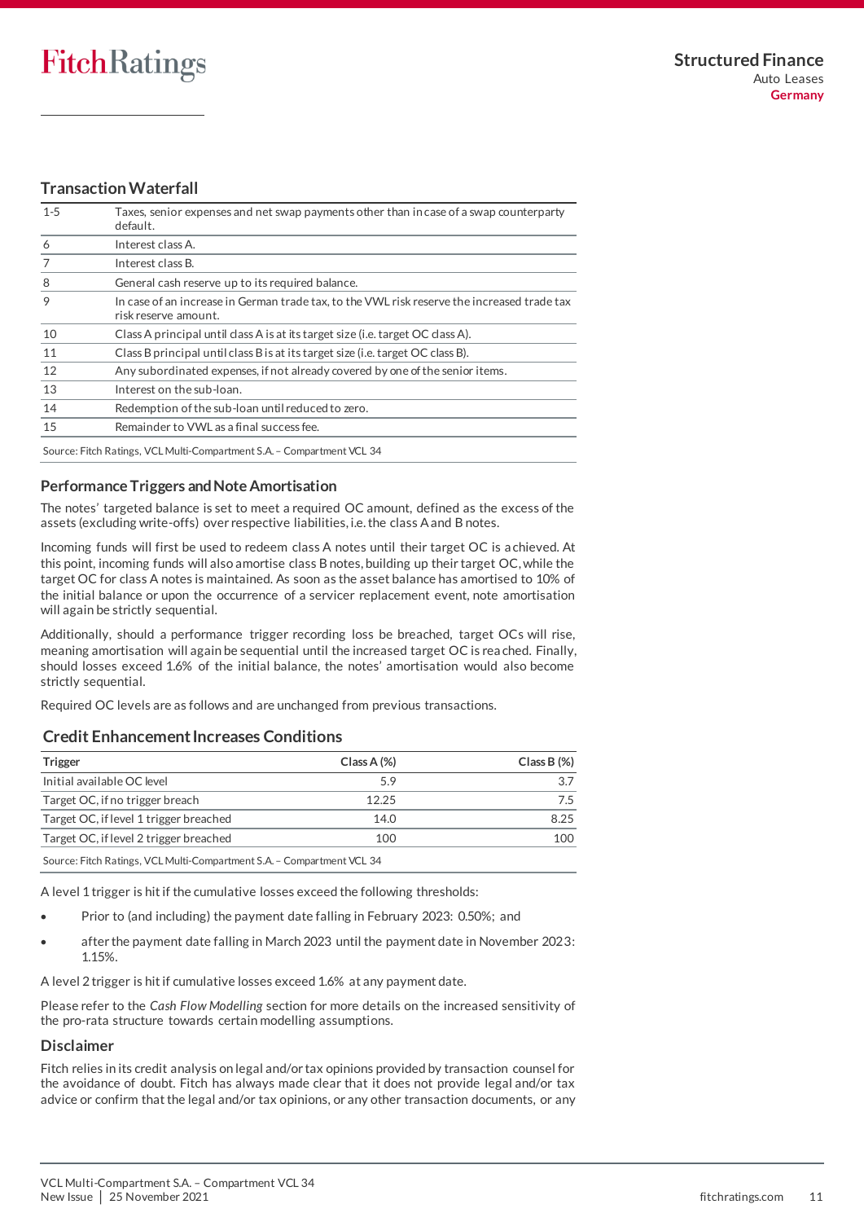## Transaction Waterfall

| | |
|---|---|
| 1-5 | Taxes, senior expenses and net swap payments other than in case of a swap counterparty default. |
| 6 | Interest class A. |
| 7 | Interest class B. |
| 8 | General cash reserve up to its required balance. |
| 9 | In case of an increase in German trade tax, to the VWL risk reserve the increased trade tax risk reserve amount. |
| 10 | Class A principal until class A is at its target size (i.e. target OC class A). |
| 11 | Class B principal until class B is at its target size (i.e. target OC class B). |
| 12 | Any subordinated expenses, if not already covered by one of the senior items. |
| 13 | Interest on the sub-loan. |
| 14 | Redemption of the sub-loan until reduced to zero. |
| 15 | Remainder to VWL as a final success fee. |

Source: Fitch Ratings, VCL Multi-Compartment S.A. – Compartment VCL 34

## Performance Triggers and Note Amortisation

The notes' targeted balance is set to meet a required OC amount, defined as the excess of the assets (excluding write-offs) over respective liabilities, i.e. the class A and B notes.

Incoming funds will first be used to redeem class A notes until their target OC is achieved. At this point, incoming funds will also amortise class B notes, building up their target OC, while the target OC for class A notes is maintained. As soon as the asset balance has amortised to 10% of the initial balance or upon the occurrence of a servicer replacement event, note amortisation will again be strictly sequential.

Additionally, should a performance trigger recording loss be breached, target OCs will rise, meaning amortisation will again be sequential until the increased target OC is reached. Finally, should losses exceed 1.6% of the initial balance, the notes' amortisation would also become strictly sequential.

Required OC levels are as follows and are unchanged from previous transactions.

## Credit Enhancement Increases Conditions

| Trigger | Class A (%) | Class B (%) |
|---|---|---|
| Initial available OC level | 5.9 | 3.7 |
| Target OC, if no trigger breach | 12.25 | 7.5 |
| Target OC, if level 1 trigger breached | 14.0 | 8.25 |
| Target OC, if level 2 trigger breached | 100 | 100 |

Source: Fitch Ratings, VCL Multi-Compartment S.A. – Compartment VCL 34

A level 1 trigger is hit if the cumulative losses exceed the following thresholds:

- Prior to (and including) the payment date falling in February 2023: 0.50%; and
- after the payment date falling in March 2023 until the payment date in November 2023: 1.15%.

A level 2 trigger is hit if cumulative losses exceed 1.6% at any payment date.

Please refer to the *Cash Flow Modelling* section for more details on the increased sensitivity of the pro-rata structure towards certain modelling assumptions.

## Disclaimer

Fitch relies in its credit analysis on legal and/or tax opinions provided by transaction counsel for the avoidance of doubt. Fitch has always made clear that it does not provide legal and/or tax advice or confirm that the legal and/or tax opinions, or any other transaction documents, or any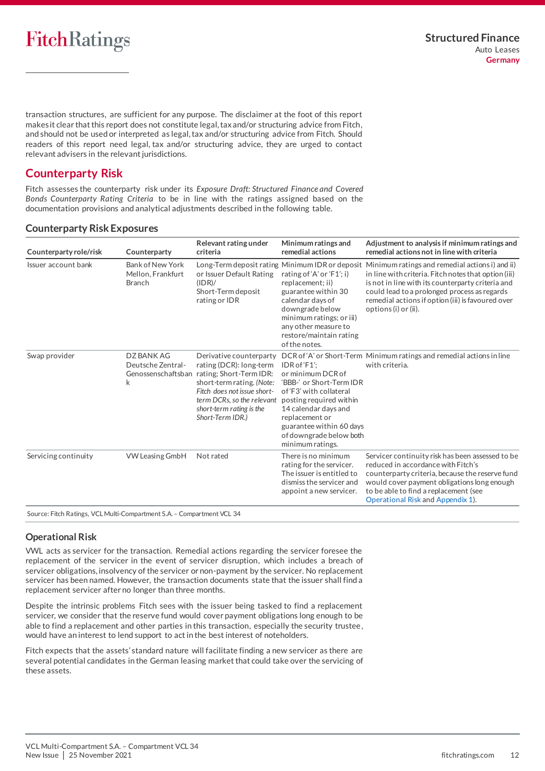transaction structures, are sufficient for any purpose. The disclaimer at the foot of this report makes it clear that this report does not constitute legal, tax and/or structuring advice from Fitch, and should not be used or interpreted as legal, tax and/or structuring advice from Fitch. Should readers of this report need legal, tax and/or structuring advice, they are urged to contact relevant advisers in the relevant jurisdictions.

## Counterparty Risk

Fitch assesses the counterparty risk under its *Exposure Draft: Structured Finance and Covered Bonds Counterparty Rating Criteria* to be in line with the ratings assigned based on the documentation provisions and analytical adjustments described in the following table.

### Counterparty Risk Exposures

| Counterparty role/risk | Counterparty | Relevant rating under criteria | Minimum ratings and remedial actions | Adjustment to analysis if minimum ratings and remedial actions not in line with criteria |
|---|---|---|---|---|
| Issuer account bank | Bank of New York Mellon, Frankfurt Branch | Long-Term deposit rating or Issuer Default Rating (IDR)/ Short-Term deposit rating or IDR | Minimum IDR or deposit rating of 'A' or 'F1'; i) replacement; ii) guarantee within 30 calendar days of downgrade below minimum ratings; or iii) any other measure to restore/maintain rating of the notes. | Minimum ratings and remedial actions i) and ii) in line with criteria. Fitch notes that option (iii) is not in line with its counterparty criteria and could lead to a prolonged process as regards remedial actions if option (iii) is favoured over options (i) or (ii). |
| Swap provider | DZ BANK AG Deutsche Zentral-Genossenschaftsbank | Derivative counterparty rating (DCR): long-term rating; Short-Term IDR: short-term rating. *(Note: Fitch does not issue short-term DCRs, so the relevant short-term rating is the Short-Term IDR.)* | DCR of 'A' or Short-Term IDR of 'F1'; or minimum DCR of 'BBB-' or Short-Term IDR of 'F3' with collateral posting required within 14 calendar days and replacement or guarantee within 60 days of downgrade below both minimum ratings. | Minimum ratings and remedial actions in line with criteria. |
| Servicing continuity | VW Leasing GmbH | Not rated | There is no minimum rating for the servicer. The issuer is entitled to dismiss the servicer and appoint a new servicer. | Servicer continuity risk has been assessed to be reduced in accordance with Fitch's counterparty criteria, because the reserve fund would cover payment obligations long enough to be able to find a replacement (see Operational Risk and Appendix 1). |

Source: Fitch Ratings, VCL Multi-Compartment S.A. – Compartment VCL 34

### Operational Risk

VWL acts as servicer for the transaction. Remedial actions regarding the servicer foresee the replacement of the servicer in the event of servicer disruption, which includes a breach of servicer obligations, insolvency of the servicer or non-payment by the servicer. No replacement servicer has been named. However, the transaction documents state that the issuer shall find a replacement servicer after no longer than three months.

Despite the intrinsic problems Fitch sees with the issuer being tasked to find a replacement servicer, we consider that the reserve fund would cover payment obligations long enough to be able to find a replacement and other parties in this transaction, especially the security trustee, would have an interest to lend support to act in the best interest of noteholders.

Fitch expects that the assets' standard nature will facilitate finding a new servicer as there are several potential candidates in the German leasing market that could take over the servicing of these assets.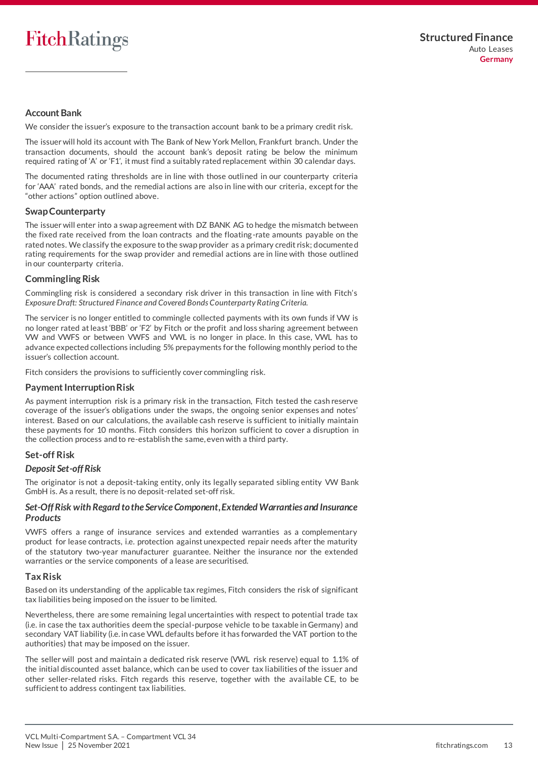## Account Bank

We consider the issuer's exposure to the transaction account bank to be a primary credit risk.

The issuer will hold its account with The Bank of New York Mellon, Frankfurt branch. Under the transaction documents, should the account bank's deposit rating be below the minimum required rating of 'A' or 'F1', it must find a suitably rated replacement within 30 calendar days.

The documented rating thresholds are in line with those outlined in our counterparty criteria for 'AAA' rated bonds, and the remedial actions are also in line with our criteria, except for the "other actions" option outlined above.

## Swap Counterparty

The issuer will enter into a swap agreement with DZ BANK AG to hedge the mismatch between the fixed rate received from the loan contracts and the floating-rate amounts payable on the rated notes. We classify the exposure to the swap provider as a primary credit risk; documented rating requirements for the swap provider and remedial actions are in line with those outlined in our counterparty criteria.

## Commingling Risk

Commingling risk is considered a secondary risk driver in this transaction in line with Fitch's *Exposure Draft: Structured Finance and Covered Bonds Counterparty Rating Criteria.*

The servicer is no longer entitled to commingle collected payments with its own funds if VW is no longer rated at least 'BBB' or 'F2' by Fitch or the profit and loss sharing agreement between VW and VWFS or between VWFS and VWL is no longer in place. In this case, VWL has to advance expected collections including 5% prepayments for the following monthly period to the issuer's collection account.

Fitch considers the provisions to sufficiently cover commingling risk.

## Payment Interruption Risk

As payment interruption risk is a primary risk in the transaction, Fitch tested the cash reserve coverage of the issuer's obligations under the swaps, the ongoing senior expenses and notes' interest. Based on our calculations, the available cash reserve is sufficient to initially maintain these payments for 10 months. Fitch considers this horizon sufficient to cover a disruption in the collection process and to re-establish the same, even with a third party.

## Set-off Risk

### *Deposit Set-off Risk*

The originator is not a deposit-taking entity, only its legally separated sibling entity VW Bank GmbH is. As a result, there is no deposit-related set-off risk.

### *Set-Off Risk with Regard to the Service Component, Extended Warranties and Insurance Products*

VWFS offers a range of insurance services and extended warranties as a complementary product for lease contracts, i.e. protection against unexpected repair needs after the maturity of the statutory two-year manufacturer guarantee. Neither the insurance nor the extended warranties or the service components of a lease are securitised.

## Tax Risk

Based on its understanding of the applicable tax regimes, Fitch considers the risk of significant tax liabilities being imposed on the issuer to be limited.

Nevertheless, there are some remaining legal uncertainties with respect to potential trade tax (i.e. in case the tax authorities deem the special-purpose vehicle to be taxable in Germany) and secondary VAT liability (i.e. in case VWL defaults before it has forwarded the VAT portion to the authorities) that may be imposed on the issuer.

The seller will post and maintain a dedicated risk reserve (VWL risk reserve) equal to 1.1% of the initial discounted asset balance, which can be used to cover tax liabilities of the issuer and other seller-related risks. Fitch regards this reserve, together with the available CE, to be sufficient to address contingent tax liabilities.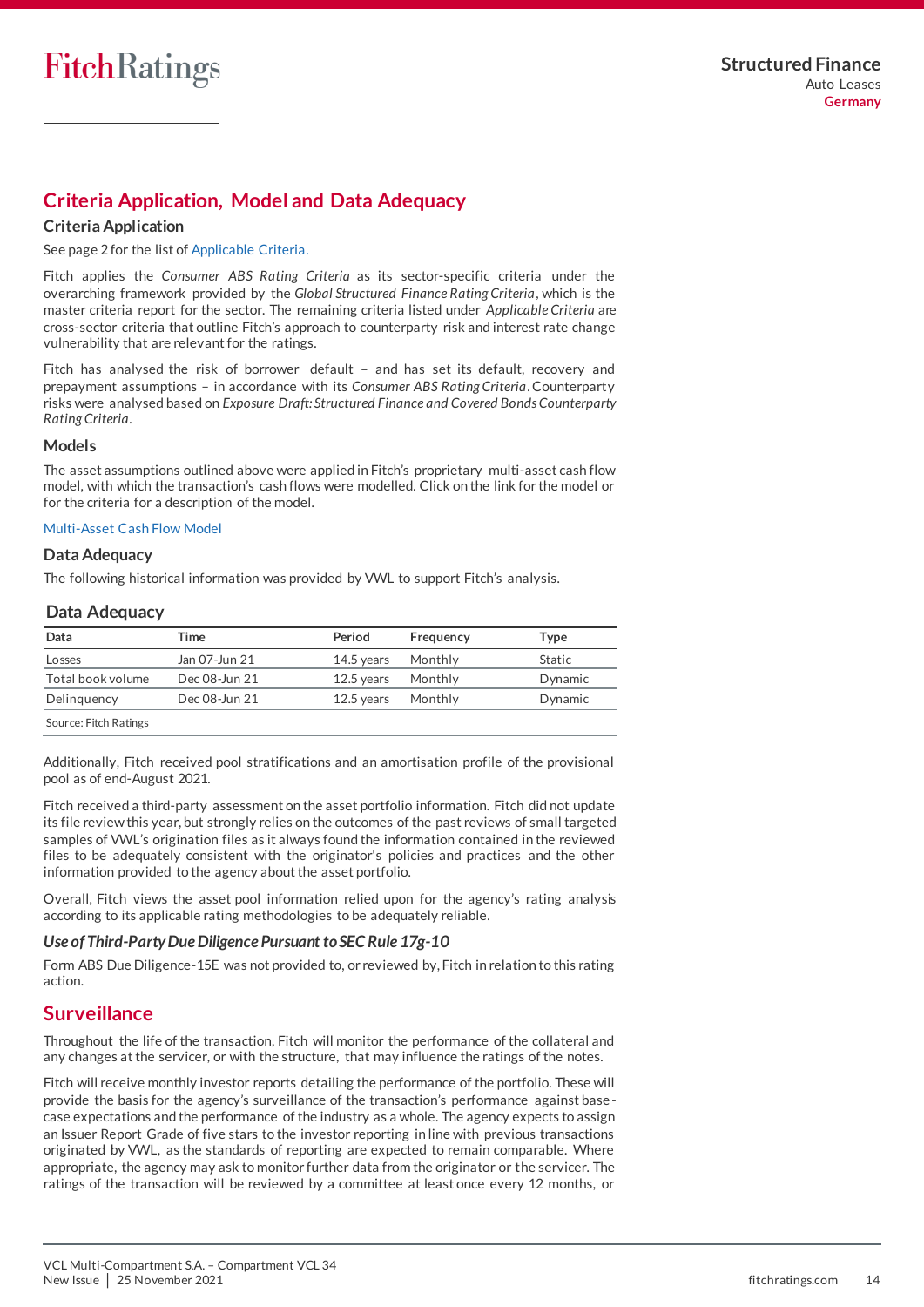## Criteria Application, Model and Data Adequacy

### Criteria Application

See page 2 for the list of Applicable Criteria.

Fitch applies the *Consumer ABS Rating Criteria* as its sector-specific criteria under the overarching framework provided by the *Global Structured Finance Rating Criteria*, which is the master criteria report for the sector. The remaining criteria listed under *Applicable Criteria* are cross-sector criteria that outline Fitch's approach to counterparty risk and interest rate change vulnerability that are relevant for the ratings.

Fitch has analysed the risk of borrower default – and has set its default, recovery and prepayment assumptions – in accordance with its *Consumer ABS Rating Criteria*. Counterparty risks were analysed based on *Exposure Draft: Structured Finance and Covered Bonds Counterparty Rating Criteria*.

### Models

The asset assumptions outlined above were applied in Fitch's proprietary multi-asset cash flow model, with which the transaction's cash flows were modelled. Click on the link for the model or for the criteria for a description of the model.

Multi-Asset Cash Flow Model

### Data Adequacy

The following historical information was provided by VWL to support Fitch's analysis.

**Data Adequacy**

| Data | Time | Period | Frequency | Type |
|---|---|---|---|---|
| Losses | Jan 07-Jun 21 | 14.5 years | Monthly | Static |
| Total book volume | Dec 08-Jun 21 | 12.5 years | Monthly | Dynamic |
| Delinquency | Dec 08-Jun 21 | 12.5 years | Monthly | Dynamic |

Source: Fitch Ratings

Additionally, Fitch received pool stratifications and an amortisation profile of the provisional pool as of end-August 2021.

Fitch received a third-party assessment on the asset portfolio information. Fitch did not update its file review this year, but strongly relies on the outcomes of the past reviews of small targeted samples of VWL's origination files as it always found the information contained in the reviewed files to be adequately consistent with the originator's policies and practices and the other information provided to the agency about the asset portfolio.

Overall, Fitch views the asset pool information relied upon for the agency's rating analysis according to its applicable rating methodologies to be adequately reliable.

#### *Use of Third-Party Due Diligence Pursuant to SEC Rule 17g-10*

Form ABS Due Diligence-15E was not provided to, or reviewed by, Fitch in relation to this rating action.

## Surveillance

Throughout the life of the transaction, Fitch will monitor the performance of the collateral and any changes at the servicer, or with the structure, that may influence the ratings of the notes.

Fitch will receive monthly investor reports detailing the performance of the portfolio. These will provide the basis for the agency's surveillance of the transaction's performance against base-case expectations and the performance of the industry as a whole. The agency expects to assign an Issuer Report Grade of five stars to the investor reporting in line with previous transactions originated by VWL, as the standards of reporting are expected to remain comparable. Where appropriate, the agency may ask to monitor further data from the originator or the servicer. The ratings of the transaction will be reviewed by a committee at least once every 12 months, or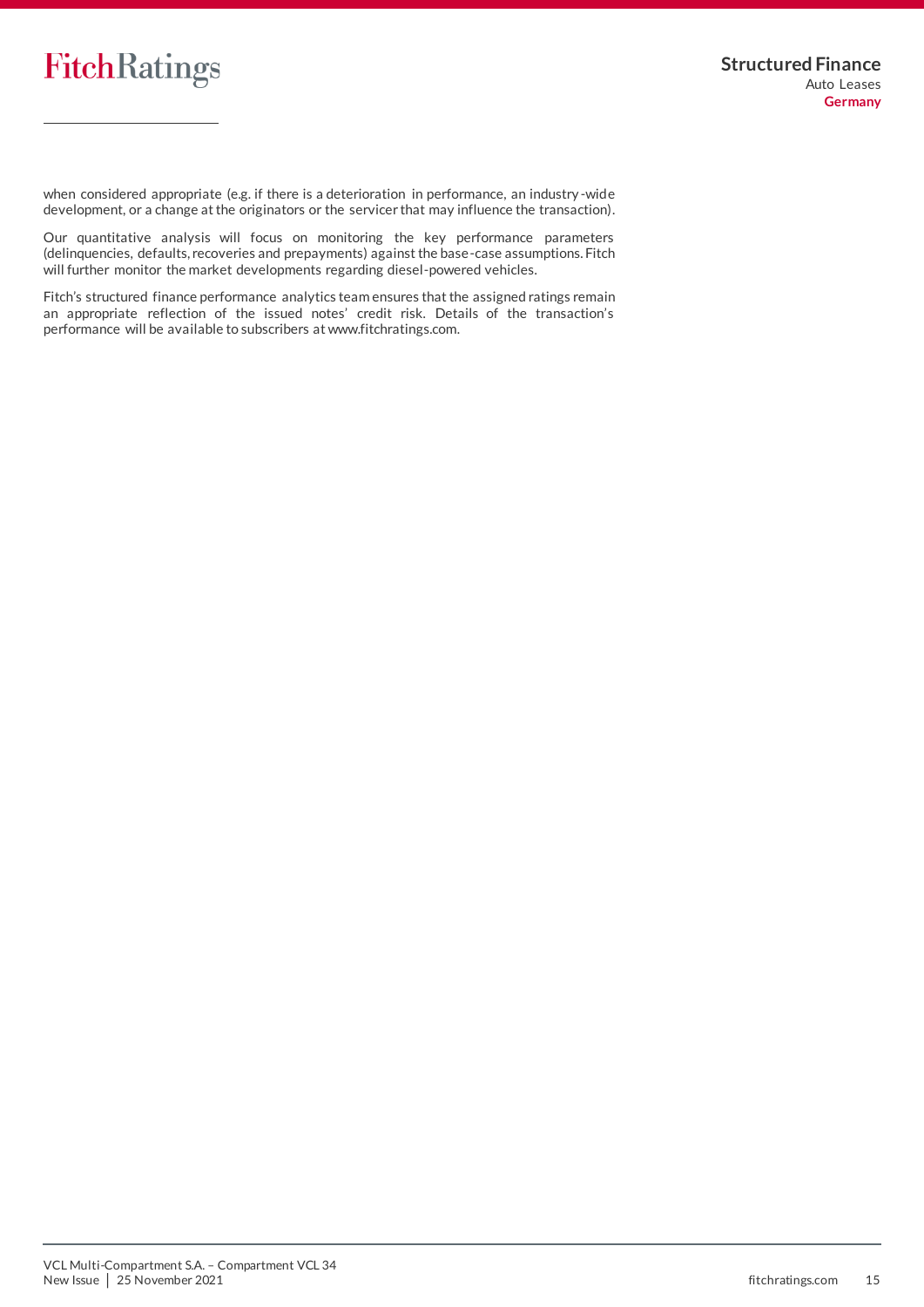when considered appropriate (e.g. if there is a deterioration in performance, an industry-wide development, or a change at the originators or the servicer that may influence the transaction).

Our quantitative analysis will focus on monitoring the key performance parameters (delinquencies, defaults, recoveries and prepayments) against the base-case assumptions. Fitch will further monitor the market developments regarding diesel-powered vehicles.

Fitch's structured finance performance analytics team ensures that the assigned ratings remain an appropriate reflection of the issued notes' credit risk. Details of the transaction's performance will be available to subscribers at www.fitchratings.com.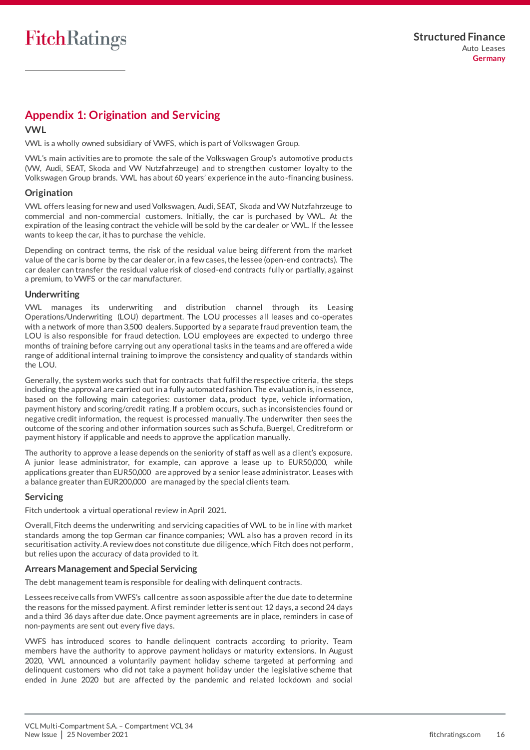## Appendix 1: Origination and Servicing

### VWL

VWL is a wholly owned subsidiary of VWFS, which is part of Volkswagen Group.

VWL's main activities are to promote the sale of the Volkswagen Group's automotive products (VW, Audi, SEAT, Skoda and VW Nutzfahrzeuge) and to strengthen customer loyalty to the Volkswagen Group brands. VWL has about 60 years' experience in the auto-financing business.

### Origination

VWL offers leasing for new and used Volkswagen, Audi, SEAT, Skoda and VW Nutzfahrzeuge to commercial and non-commercial customers. Initially, the car is purchased by VWL. At the expiration of the leasing contract the vehicle will be sold by the car dealer or VWL. If the lessee wants to keep the car, it has to purchase the vehicle.

Depending on contract terms, the risk of the residual value being different from the market value of the car is borne by the car dealer or, in a few cases, the lessee (open-end contracts). The car dealer can transfer the residual value risk of closed-end contracts fully or partially, against a premium, to VWFS or the car manufacturer.

### Underwriting

VWL manages its underwriting and distribution channel through its Leasing Operations/Underwriting (LOU) department. The LOU processes all leases and co-operates with a network of more than 3,500 dealers. Supported by a separate fraud prevention team, the LOU is also responsible for fraud detection. LOU employees are expected to undergo three months of training before carrying out any operational tasks in the teams and are offered a wide range of additional internal training to improve the consistency and quality of standards within the LOU.

Generally, the system works such that for contracts that fulfil the respective criteria, the steps including the approval are carried out in a fully automated fashion. The evaluation is, in essence, based on the following main categories: customer data, product type, vehicle information, payment history and scoring/credit rating. If a problem occurs, such as inconsistencies found or negative credit information, the request is processed manually. The underwriter then sees the outcome of the scoring and other information sources such as Schufa, Buergel, Creditreform or payment history if applicable and needs to approve the application manually.

The authority to approve a lease depends on the seniority of staff as well as a client's exposure. A junior lease administrator, for example, can approve a lease up to EUR50,000, while applications greater than EUR50,000 are approved by a senior lease administrator. Leases with a balance greater than EUR200,000 are managed by the special clients team.

### Servicing

Fitch undertook a virtual operational review in April 2021.

Overall, Fitch deems the underwriting and servicing capacities of VWL to be in line with market standards among the top German car finance companies; VWL also has a proven record in its securitisation activity. A review does not constitute due diligence, which Fitch does not perform, but relies upon the accuracy of data provided to it.

### Arrears Management and Special Servicing

The debt management team is responsible for dealing with delinquent contracts.

Lessees receive calls from VWFS's call centre as soon as possible after the due date to determine the reasons for the missed payment. A first reminder letter is sent out 12 days, a second 24 days and a third 36 days after due date. Once payment agreements are in place, reminders in case of non-payments are sent out every five days.

VWFS has introduced scores to handle delinquent contracts according to priority. Team members have the authority to approve payment holidays or maturity extensions. In August 2020, VWL announced a voluntarily payment holiday scheme targeted at performing and delinquent customers who did not take a payment holiday under the legislative scheme that ended in June 2020 but are affected by the pandemic and related lockdown and social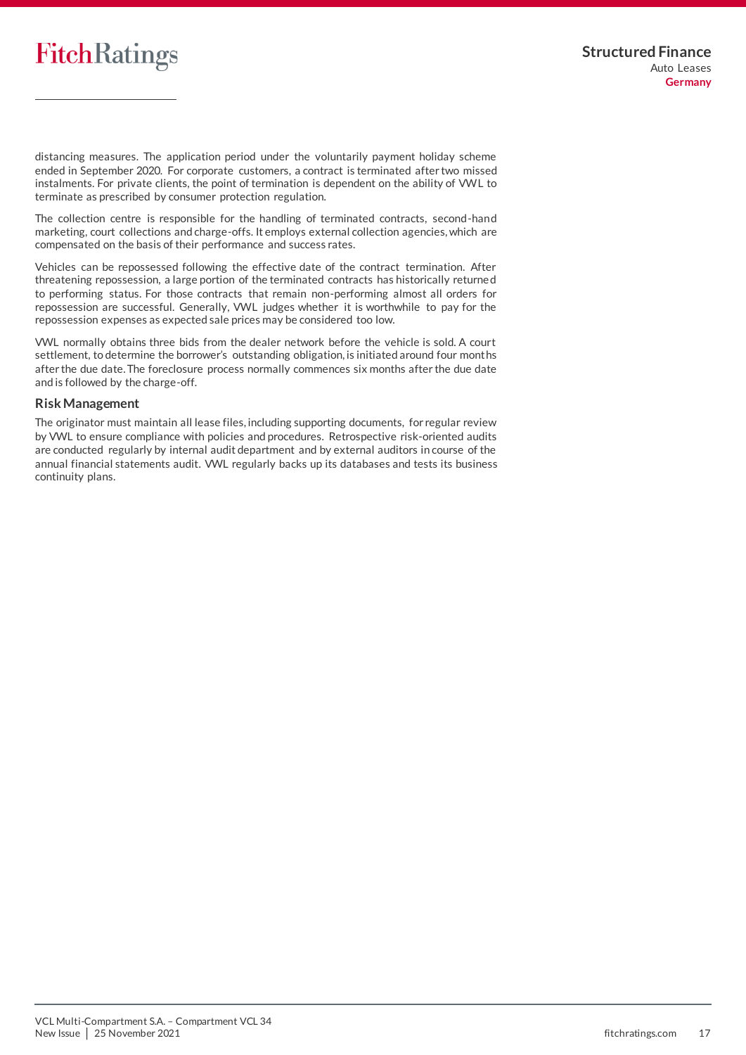distancing measures. The application period under the voluntarily payment holiday scheme ended in September 2020. For corporate customers, a contract is terminated after two missed instalments. For private clients, the point of termination is dependent on the ability of VWL to terminate as prescribed by consumer protection regulation.

The collection centre is responsible for the handling of terminated contracts, second-hand marketing, court collections and charge-offs. It employs external collection agencies, which are compensated on the basis of their performance and success rates.

Vehicles can be repossessed following the effective date of the contract termination. After threatening repossession, a large portion of the terminated contracts has historically returned to performing status. For those contracts that remain non-performing almost all orders for repossession are successful. Generally, VWL judges whether it is worthwhile to pay for the repossession expenses as expected sale prices may be considered too low.

VWL normally obtains three bids from the dealer network before the vehicle is sold. A court settlement, to determine the borrower's outstanding obligation, is initiated around four months after the due date. The foreclosure process normally commences six months after the due date and is followed by the charge-off.

## Risk Management

The originator must maintain all lease files, including supporting documents, for regular review by VWL to ensure compliance with policies and procedures. Retrospective risk-oriented audits are conducted regularly by internal audit department and by external auditors in course of the annual financial statements audit. VWL regularly backs up its databases and tests its business continuity plans.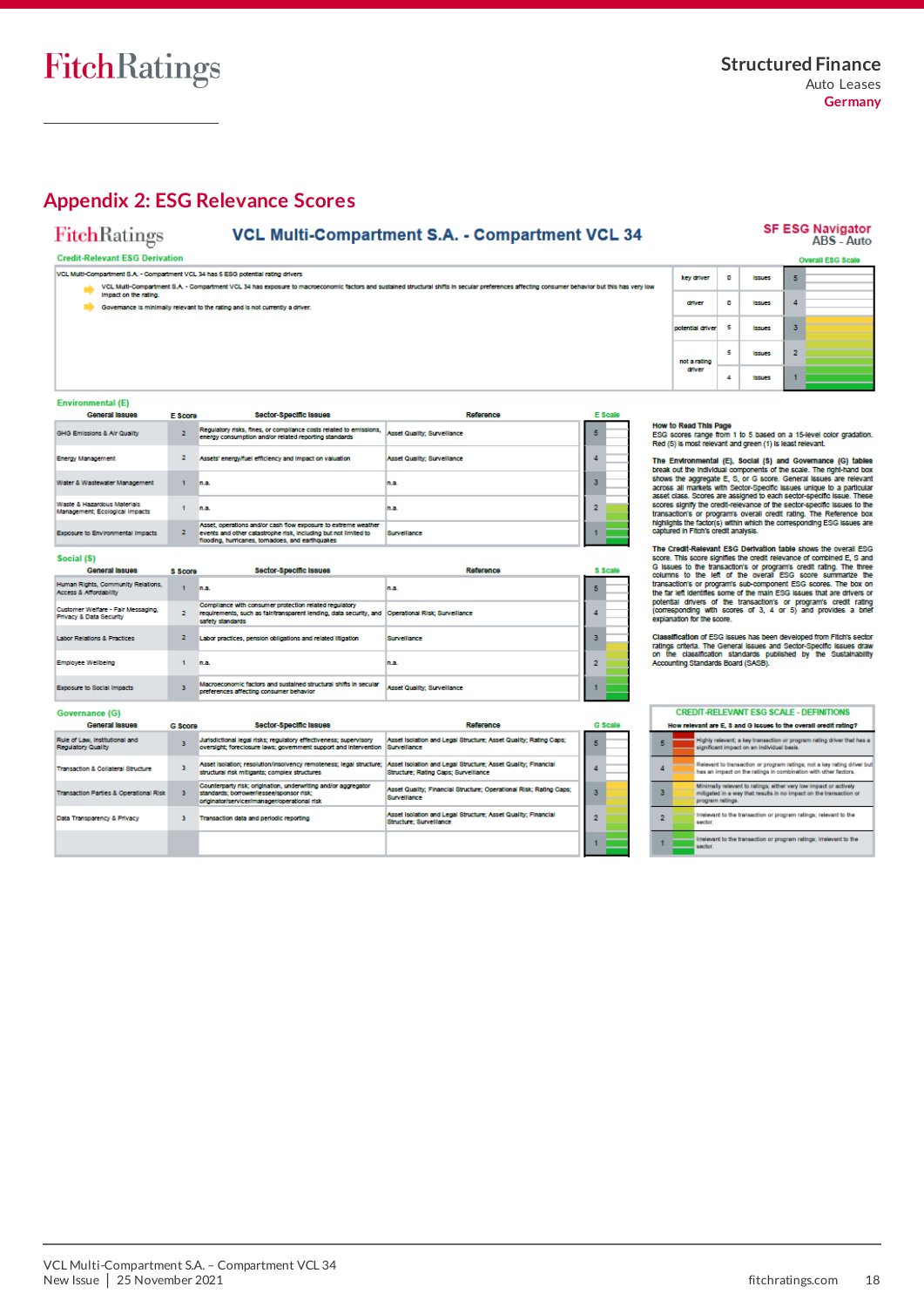## Appendix 2: ESG Relevance Scores

**VCL Multi-Compartment S.A. - Compartment VCL 34**

**SF ESG Navigator**
ABS - Auto

**Credit-Relevant ESG Derivation**

VCL Multi-Compartment S.A. - Compartment VCL 34 has 5 ESG potential rating drivers

- VCL Multi-Compartment S.A. - Compartment VCL 34 has exposure to macroeconomic factors and sustained structural shifts in secular preferences affecting consumer behavior but this has very low impact on the rating.
- Governance is minimally relevant to the rating and is not currently a driver.

| | | | Overall ESG Scale |
|---|---|---|---|
| key driver | 0 | issues | 5 |
| driver | 0 | issues | 4 |
| potential driver | 5 | issues | 3 |
| not a rating driver | 5 | issues | 2 |
| | 4 | issues | 1 |

**Environmental (E)**

| General Issues | E Score | Sector-Specific Issues | Reference |
|---|---|---|---|
| GHG Emissions & Air Quality | 2 | Regulatory risks, fines, or compliance costs related to emissions, energy consumption and/or related reporting standards | Asset Quality; Surveillance |
| Energy Management | 2 | Assets' energy/fuel efficiency and impact on valuation | Asset Quality; Surveillance |
| Water & Wastewater Management | 1 | n.a. | n.a. |
| Waste & Hazardous Materials Management; Ecological Impacts | 1 | n.a. | n.a. |
| Exposure to Environmental Impacts | 2 | Asset, operations and/or cash flow exposure to extreme weather events and other catastrophe risk, including but not limited to flooding, hurricanes, tornadoes, and earthquakes | Surveillance |

**Social (S)**

| General Issues | S Score | Sector-Specific Issues | Reference |
|---|---|---|---|
| Human Rights, Community Relations, Access & Affordability | 1 | n.a. | n.a. |
| Customer Welfare - Fair Messaging, Privacy & Data Security | 2 | Compliance with consumer protection related regulatory requirements, such as fair/transparent lending, data security, and safety standards | Operational Risk; Surveillance |
| Labor Relations & Practices | 2 | Labor practices, pension obligations and related litigation | Surveillance |
| Employee Wellbeing | 1 | n.a. | n.a. |
| Exposure to Social Impacts | 3 | Macroeconomic factors and sustained structural shifts in secular preferences affecting consumer behavior | Asset Quality; Surveillance |

**Governance (G)**

| General Issues | G Score | Sector-Specific Issues | Reference |
|---|---|---|---|
| Rule of Law, Institutional and Regulatory Quality | 3 | Jurisdictional legal risks; regulatory effectiveness; supervisory oversight; foreclosure laws; government support and intervention | Asset Isolation and Legal Structure; Asset Quality; Rating Caps; Surveillance |
| Transaction & Collateral Structure | 3 | Asset isolation; resolution/insolvency remoteness; legal structure; structural risk mitigants; complex structures | Asset Isolation and Legal Structure; Asset Quality; Financial Structure; Rating Caps; Surveillance |
| Transaction Parties & Operational Risk | 3 | Counterparty risk; origination, underwriting and/or aggregator standards; borrower/lessee/sponsor risk; originator/servicer/manager/operational risk | Asset Quality; Financial Structure; Operational Risk; Rating Caps; Surveillance |
| Data Transparency & Privacy | 3 | Transaction data and periodic reporting | Asset Isolation and Legal Structure; Asset Quality; Financial Structure; Surveillance |

**How to Read This Page**
ESG scores range from 1 to 5 based on a 15-level color gradation. Red (5) is most relevant and green (1) is least relevant.

**The Environmental (E), Social (S) and Governance (G) tables** break out the individual components of the scale. The right-hand box shows the aggregate E, S, or G score. General Issues are relevant across all markets with Sector-Specific Issues unique to a particular asset class. Scores are assigned to each sector-specific issue. These scores signify the credit-relevance of the sector-specific issues to the transaction's or program's overall credit rating. The Reference box highlights the factor(s) within which the corresponding ESG issues are captured in Fitch's credit analysis.

**The Credit-Relevant ESG Derivation table** shows the overall ESG score. This score signifies the credit relevance of combined E, S and G issues to the transaction's or program's credit rating. The three columns to the left of the overall ESG score summarize the transaction's or program's sub-component ESG scores. The box on the far left identifies some of the main ESG issues that are drivers or potential drivers of the transaction's or program's credit rating (corresponding with scores of 3, 4 or 5) and provides a brief explanation for the score.

**Classification** of ESG issues has been developed from Fitch's sector ratings criteria. The General Issues and Sector-Specific Issues draw on the classification standards published by the Sustainability Accounting Standards Board (SASB).

**CREDIT-RELEVANT ESG SCALE - DEFINITIONS**

How relevant are E, S and G issues to the overall credit rating?

| Score | Definition |
|---|---|
| 5 | Highly relevant; a key transaction or program rating driver that has a significant impact on an individual basis. |
| 4 | Relevant to transaction or program ratings; not a key rating driver but has an impact on the ratings in combination with other factors. |
| 3 | Minimally relevant to ratings; either very low impact or actively mitigated in a way that results in no impact on the transaction or program ratings. |
| 2 | Irrelevant to the transaction or program ratings; relevant to the sector. |
| 1 | Irrelevant to the transaction or program ratings; irrelevant to the sector. |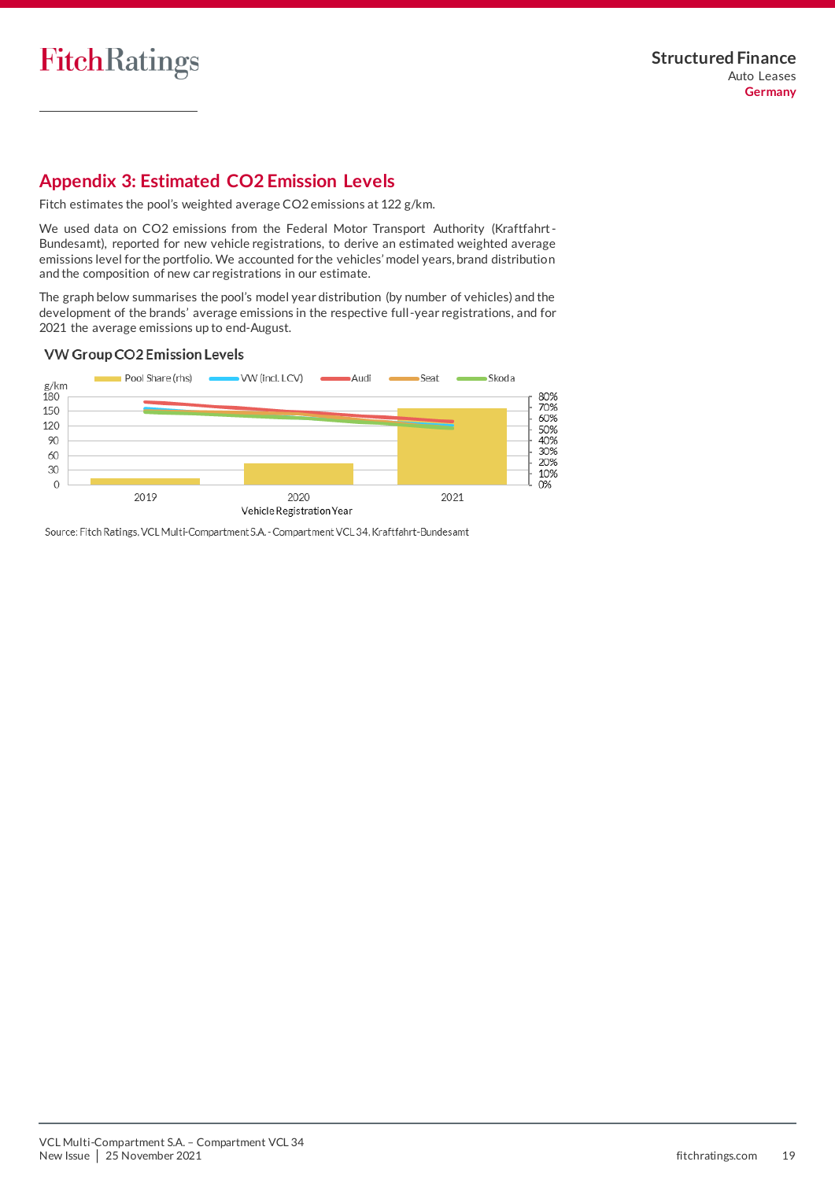## Appendix 3: Estimated CO2 Emission Levels

Fitch estimates the pool's weighted average CO2 emissions at 122 g/km.

We used data on CO2 emissions from the Federal Motor Transport Authority (Kraftfahrt-Bundesamt), reported for new vehicle registrations, to derive an estimated weighted average emissions level for the portfolio. We accounted for the vehicles' model years, brand distribution and the composition of new car registrations in our estimate.

The graph below summarises the pool's model year distribution (by number of vehicles) and the development of the brands' average emissions in the respective full-year registrations, and for 2021 the average emissions up to end-August.

### VW Group CO2 Emission Levels

Legend: Pool Share (rhs), VW (Incl. LCV), Audi, Seat, Skoda

Left axis: g/km (0–180); right axis: 0%–80%; x-axis: Vehicle Registration Year (2019, 2020, 2021)

Source: Fitch Ratings, VCL Multi-Compartment S.A. - Compartment VCL 34, Kraftfahrt-Bundesamt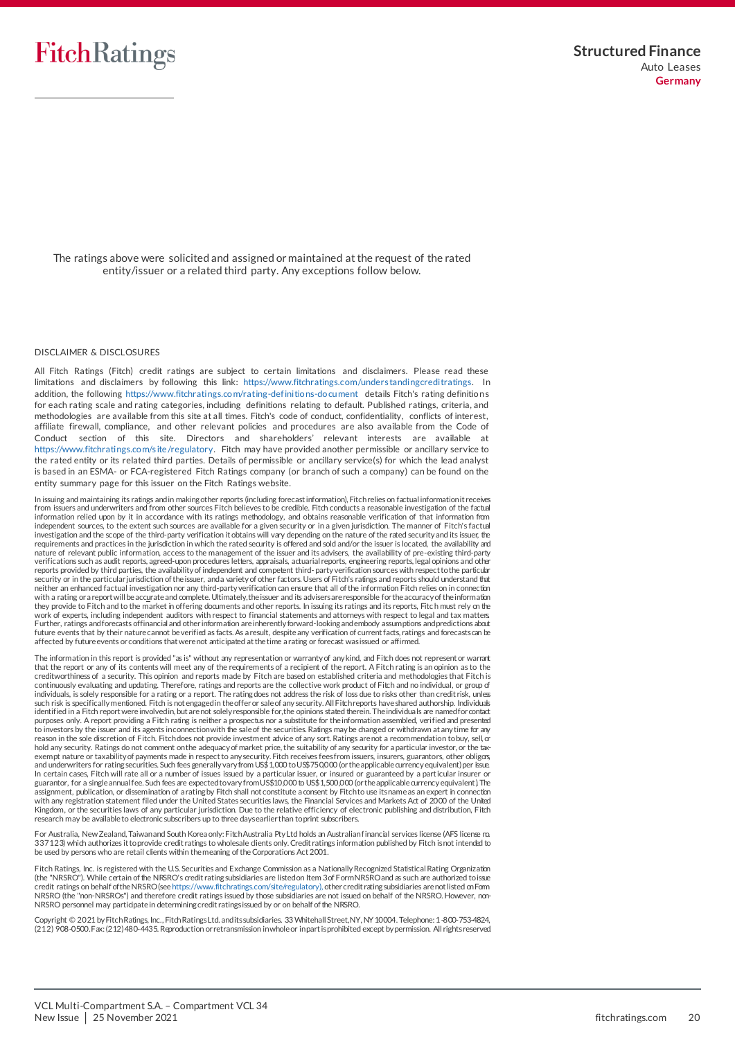The ratings above were solicited and assigned or maintained at the request of the rated entity/issuer or a related third party. Any exceptions follow below.

DISCLAIMER & DISCLOSURES

All Fitch Ratings (Fitch) credit ratings are subject to certain limitations and disclaimers. Please read these limitations and disclaimers by following this link: https://www.fitchratings.com/understandingcreditratings. In addition, the following https://www.fitchratings.com/rating-definitions-document details Fitch's rating definitions for each rating scale and rating categories, including definitions relating to default. Published ratings, criteria, and methodologies are available from this site at all times. Fitch's code of conduct, confidentiality, conflicts of interest, affiliate firewall, compliance, and other relevant policies and procedures are also available from the Code of Conduct section of this site. Directors and shareholders' relevant interests are available at https://www.fitchratings.com/site/regulatory. Fitch may have provided another permissible or ancillary service to the rated entity or its related third parties. Details of permissible or ancillary service(s) for which the lead analyst is based in an ESMA- or FCA-registered Fitch Ratings company (or branch of such a company) can be found on the entity summary page for this issuer on the Fitch Ratings website.

In issuing and maintaining its ratings and in making other reports (including forecast information), Fitch relies on factual information it receives from issuers and underwriters and from other sources Fitch believes to be credible. Fitch conducts a reasonable investigation of the factual information relied upon by it in accordance with its ratings methodology, and obtains reasonable verification of that information from independent sources, to the extent such sources are available for a given security or in a given jurisdiction. The manner of Fitch's factual investigation and the scope of the third-party verification it obtains will vary depending on the nature of the rated security and its issuer, the requirements and practices in the jurisdiction in which the rated security is offered and sold and/or the issuer is located, the availability and nature of relevant public information, access to the management of the issuer and its advisers, the availability of pre-existing third-party verifications such as audit reports, agreed-upon procedures letters, appraisals, actuarial reports, engineering reports, legal opinions and other reports provided by third parties, the availability of independent and competent third- party verification sources with respect to the particular security or in the particular jurisdiction of the issuer, and a variety of other factors. Users of Fitch's ratings and reports should understand that neither an enhanced factual investigation nor any third-party verification can ensure that all of the information Fitch relies on in connection with a rating or a report will be accurate and complete. Ultimately, the issuer and its advisers are responsible for the accuracy of the information they provide to Fitch and to the market in offering documents and other reports. In issuing its ratings and its reports, Fitch must rely on the work of experts, including independent auditors with respect to financial statements and attorneys with respect to legal and tax matters. Further, ratings and forecasts of financial and other information are inherently forward-looking and embody assumptions and predictions about future events that by their nature cannot be verified as facts. As a result, despite any verification of current facts, ratings and forecasts can be affected by future events or conditions that were not anticipated at the time a rating or forecast was issued or affirmed.

The information in this report is provided "as is" without any representation or warranty of any kind, and Fitch does not represent or warrant that the report or any of its contents will meet any of the requirements of a recipient of the report. A Fitch rating is an opinion as to the creditworthiness of a security. This opinion and reports made by Fitch are based on established criteria and methodologies that Fitch is continuously evaluating and updating. Therefore, ratings and reports are the collective work product of Fitch and no individual, or group of individuals, is solely responsible for a rating or a report. The rating does not address the risk of loss due to risks other than credit risk, unless such risk is specifically mentioned. Fitch is not engaged in the offer or sale of any security. All Fitch reports have shared authorship. Individuals identified in a Fitch report were involved in, but are not solely responsible for, the opinions stated therein. The individuals are named for contact purposes only. A report providing a Fitch rating is neither a prospectus nor a substitute for the information assembled, verified and presented to investors by the issuer and its agents in connection with the sale of the securities. Ratings may be changed or withdrawn at any time for any reason in the sole discretion of Fitch. Fitch does not provide investment advice of any sort. Ratings are not a recommendation to buy, sell, or hold any security. Ratings do not comment on the adequacy of market price, the suitability of any security for a particular investor, or the tax-exempt nature or taxability of payments made in respect to any security. Fitch receives fees from issuers, insurers, guarantors, other obligors, and underwriters for rating securities. Such fees generally vary from US$1,000 to US$750,000 (or the applicable currency equivalent) per issue. In certain cases, Fitch will rate all or a number of issues issued by a particular issuer, or insured or guaranteed by a particular insurer or guarantor, for a single annual fee. Such fees are expected to vary from US$10,000 to US$1,500,000 (or the applicable currency equivalent). The assignment, publication, or dissemination of a rating by Fitch shall not constitute a consent by Fitch to use its name as an expert in connection with any registration statement filed under the United States securities laws, the Financial Services and Markets Act of 2000 of the United Kingdom, or the securities laws of any particular jurisdiction. Due to the relative efficiency of electronic publishing and distribution, Fitch research may be available to electronic subscribers up to three days earlier than to print subscribers.

For Australia, New Zealand, Taiwan and South Korea only: Fitch Australia Pty Ltd holds an Australian financial services license (AFS license no. 337123) which authorizes it to provide credit ratings to wholesale clients only. Credit ratings information published by Fitch is not intended to be used by persons who are retail clients within the meaning of the Corporations Act 2001.

Fitch Ratings, Inc. is registered with the U.S. Securities and Exchange Commission as a Nationally Recognized Statistical Rating Organization (the "NRSRO"). While certain of the NRSRO's credit rating subsidiaries are listed on Item 3 of Form NRSRO and as such are authorized to issue credit ratings on behalf of the NRSRO (see https://www.fitchratings.com/site/regulatory), other credit rating subsidiaries are not listed on Form NRSRO (the "non-NRSROs") and therefore credit ratings issued by those subsidiaries are not issued on behalf of the NRSRO. However, non-NRSRO personnel may participate in determining credit ratings issued by or on behalf of the NRSRO.

Copyright © 2021 by Fitch Ratings, Inc., Fitch Ratings Ltd. and its subsidiaries. 33 Whitehall Street, NY, NY 10004. Telephone: 1-800-753-4824, (212) 908-0500. Fax: (212) 480-4435. Reproduction or retransmission in whole or in part is prohibited except by permission. All rights reserved